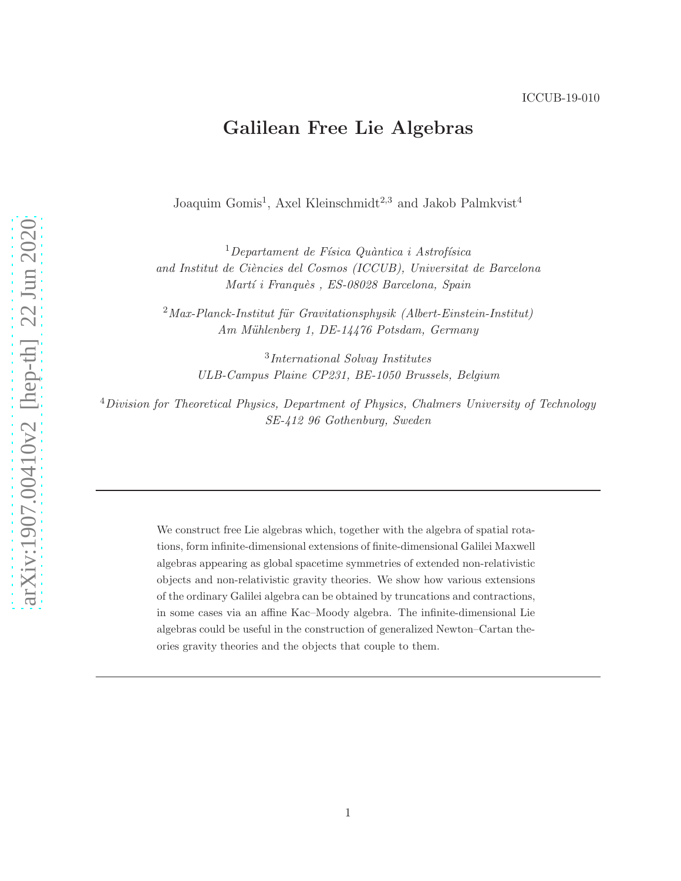ICCUB-19-010

# Galilean Free Lie Algebras

Joaquim Gomis[1], Axel Kleinschmidt[2,3] and Jakob Palmkvist[4]

[1] *Departament de Física Quàntica i Astrofísica and Institut de Ciències del Cosmos (ICCUB), Universitat de Barcelona Martí i Franquès , ES-08028 Barcelona, Spain*

[2] *Max-Planck-Institut für Gravitationsphysik (Albert-Einstein-Institut) Am Mühlenberg 1, DE-14476 Potsdam, Germany*

[3] *International Solvay Institutes ULB-Campus Plaine CP231, BE-1050 Brussels, Belgium*

[4] *Division for Theoretical Physics, Department of Physics, Chalmers University of Technology SE-412 96 Gothenburg, Sweden*

---

We construct free Lie algebras which, together with the algebra of spatial rotations, form infinite-dimensional extensions of finite-dimensional Galilei Maxwell algebras appearing as global spacetime symmetries of extended non-relativistic objects and non-relativistic gravity theories. We show how various extensions of the ordinary Galilei algebra can be obtained by truncations and contractions, in some cases via an affine Kac–Moody algebra. The infinite-dimensional Lie algebras could be useful in the construction of generalized Newton–Cartan theories gravity theories and the objects that couple to them.

---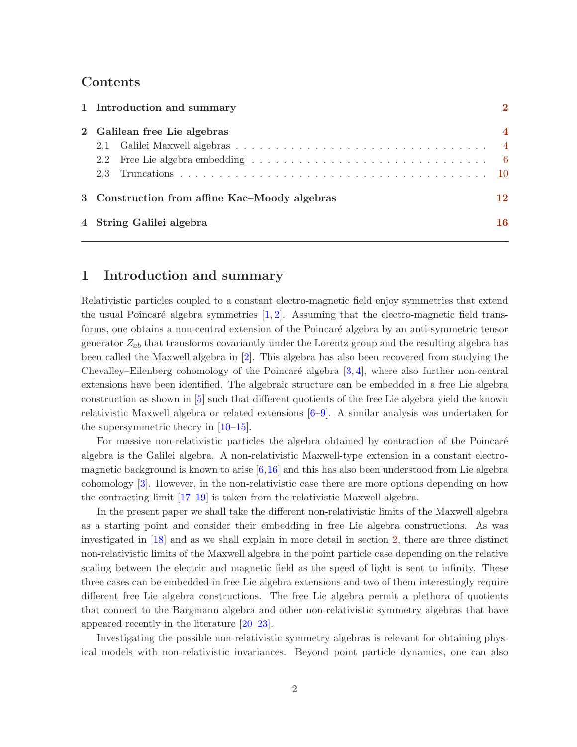## Contents

| | | |
|---|---|---|
| **1** | **Introduction and summary** | **2** |
| **2** | **Galilean free Lie algebras** | **4** |
| 2.1 | Galilei Maxwell algebras | 4 |
| 2.2 | Free Lie algebra embedding | 6 |
| 2.3 | Truncations | 10 |
| **3** | **Construction from affine Kac–Moody algebras** | **12** |
| **4** | **String Galilei algebra** | **16** |

# 1 Introduction and summary

Relativistic particles coupled to a constant electro-magnetic field enjoy symmetries that extend the usual Poincaré algebra symmetries [1, 2]. Assuming that the electro-magnetic field transforms, one obtains a non-central extension of the Poincaré algebra by an anti-symmetric tensor generator $Z_{ab}$ that transforms covariantly under the Lorentz group and the resulting algebra has been called the Maxwell algebra in [2]. This algebra has also been recovered from studying the Chevalley–Eilenberg cohomology of the Poincaré algebra [3, 4], where also further non-central extensions have been identified. The algebraic structure can be embedded in a free Lie algebra construction as shown in [5] such that different quotients of the free Lie algebra yield the known relativistic Maxwell algebra or related extensions [6–9]. A similar analysis was undertaken for the supersymmetric theory in [10–15].

For massive non-relativistic particles the algebra obtained by contraction of the Poincaré algebra is the Galilei algebra. A non-relativistic Maxwell-type extension in a constant electro-magnetic background is known to arise [6,16] and this has also been understood from Lie algebra cohomology [3]. However, in the non-relativistic case there are more options depending on how the contracting limit [17–19] is taken from the relativistic Maxwell algebra.

In the present paper we shall take the different non-relativistic limits of the Maxwell algebra as a starting point and consider their embedding in free Lie algebra constructions. As was investigated in [18] and as we shall explain in more detail in section 2, there are three distinct non-relativistic limits of the Maxwell algebra in the point particle case depending on the relative scaling between the electric and magnetic field as the speed of light is sent to infinity. These three cases can be embedded in free Lie algebra extensions and two of them interestingly require different free Lie algebra constructions. The free Lie algebra permit a plethora of quotients that connect to the Bargmann algebra and other non-relativistic symmetry algebras that have appeared recently in the literature [20–23].

Investigating the possible non-relativistic symmetry algebras is relevant for obtaining physical models with non-relativistic invariances. Beyond point particle dynamics, one can also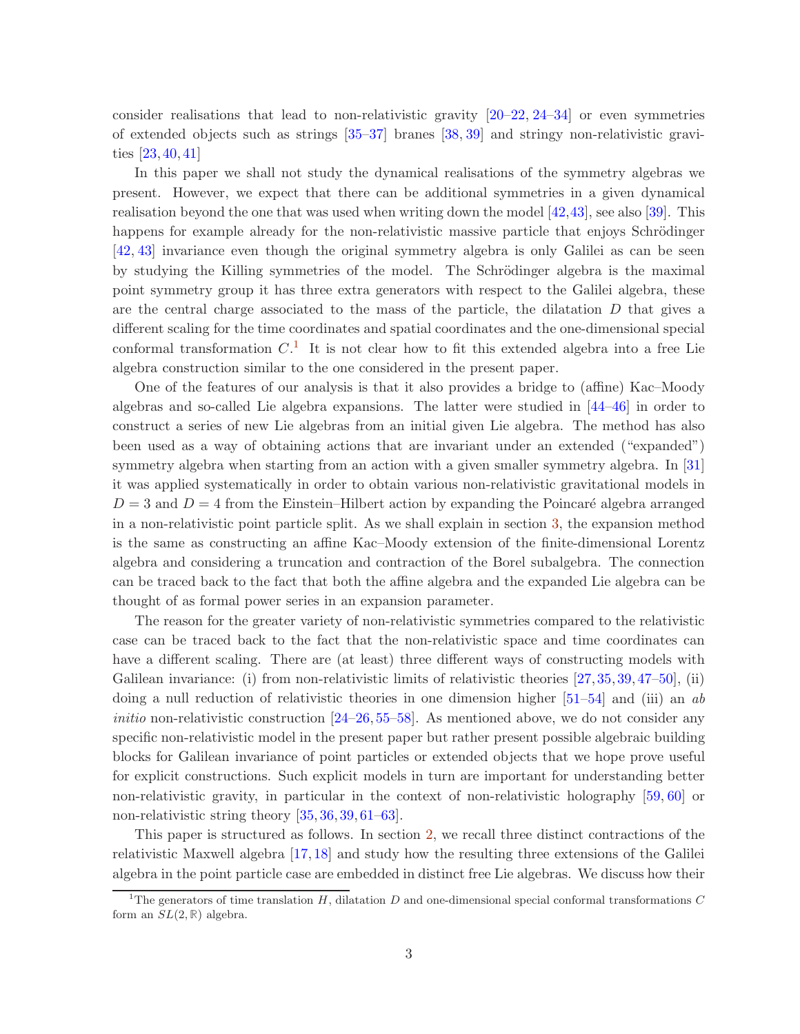consider realisations that lead to non-relativistic gravity [20–22, 24–34] or even symmetries of extended objects such as strings [35–37] branes [38, 39] and stringy non-relativistic gravities [23, 40, 41]

In this paper we shall not study the dynamical realisations of the symmetry algebras we present. However, we expect that there can be additional symmetries in a given dynamical realisation beyond the one that was used when writing down the model [42, 43], see also [39]. This happens for example already for the non-relativistic massive particle that enjoys Schrödinger [42, 43] invariance even though the original symmetry algebra is only Galilei as can be seen by studying the Killing symmetries of the model. The Schrödinger algebra is the maximal point symmetry group it has three extra generators with respect to the Galilei algebra, these are the central charge associated to the mass of the particle, the dilatation $D$ that gives a different scaling for the time coordinates and spatial coordinates and the one-dimensional special conformal transformation $C$.[1] It is not clear how to fit this extended algebra into a free Lie algebra construction similar to the one considered in the present paper.

One of the features of our analysis is that it also provides a bridge to (affine) Kac–Moody algebras and so-called Lie algebra expansions. The latter were studied in [44–46] in order to construct a series of new Lie algebras from an initial given Lie algebra. The method has also been used as a way of obtaining actions that are invariant under an extended ("expanded") symmetry algebra when starting from an action with a given smaller symmetry algebra. In [31] it was applied systematically in order to obtain various non-relativistic gravitational models in $D = 3$ and $D = 4$ from the Einstein–Hilbert action by expanding the Poincaré algebra arranged in a non-relativistic point particle split. As we shall explain in section 3, the expansion method is the same as constructing an affine Kac–Moody extension of the finite-dimensional Lorentz algebra and considering a truncation and contraction of the Borel subalgebra. The connection can be traced back to the fact that both the affine algebra and the expanded Lie algebra can be thought of as formal power series in an expansion parameter.

The reason for the greater variety of non-relativistic symmetries compared to the relativistic case can be traced back to the fact that the non-relativistic space and time coordinates can have a different scaling. There are (at least) three different ways of constructing models with Galilean invariance: (i) from non-relativistic limits of relativistic theories [27, 35, 39, 47–50], (ii) doing a null reduction of relativistic theories in one dimension higher [51–54] and (iii) an *ab initio* non-relativistic construction [24–26, 55–58]. As mentioned above, we do not consider any specific non-relativistic model in the present paper but rather present possible algebraic building blocks for Galilean invariance of point particles or extended objects that we hope prove useful for explicit constructions. Such explicit models in turn are important for understanding better non-relativistic gravity, in particular in the context of non-relativistic holography [59, 60] or non-relativistic string theory [35, 36, 39, 61–63].

This paper is structured as follows. In section 2, we recall three distinct contractions of the relativistic Maxwell algebra [17, 18] and study how the resulting three extensions of the Galilei algebra in the point particle case are embedded in distinct free Lie algebras. We discuss how their

[1] The generators of time translation $H$, dilatation $D$ and one-dimensional special conformal transformations $C$ form an $SL(2, \mathbb{R})$ algebra.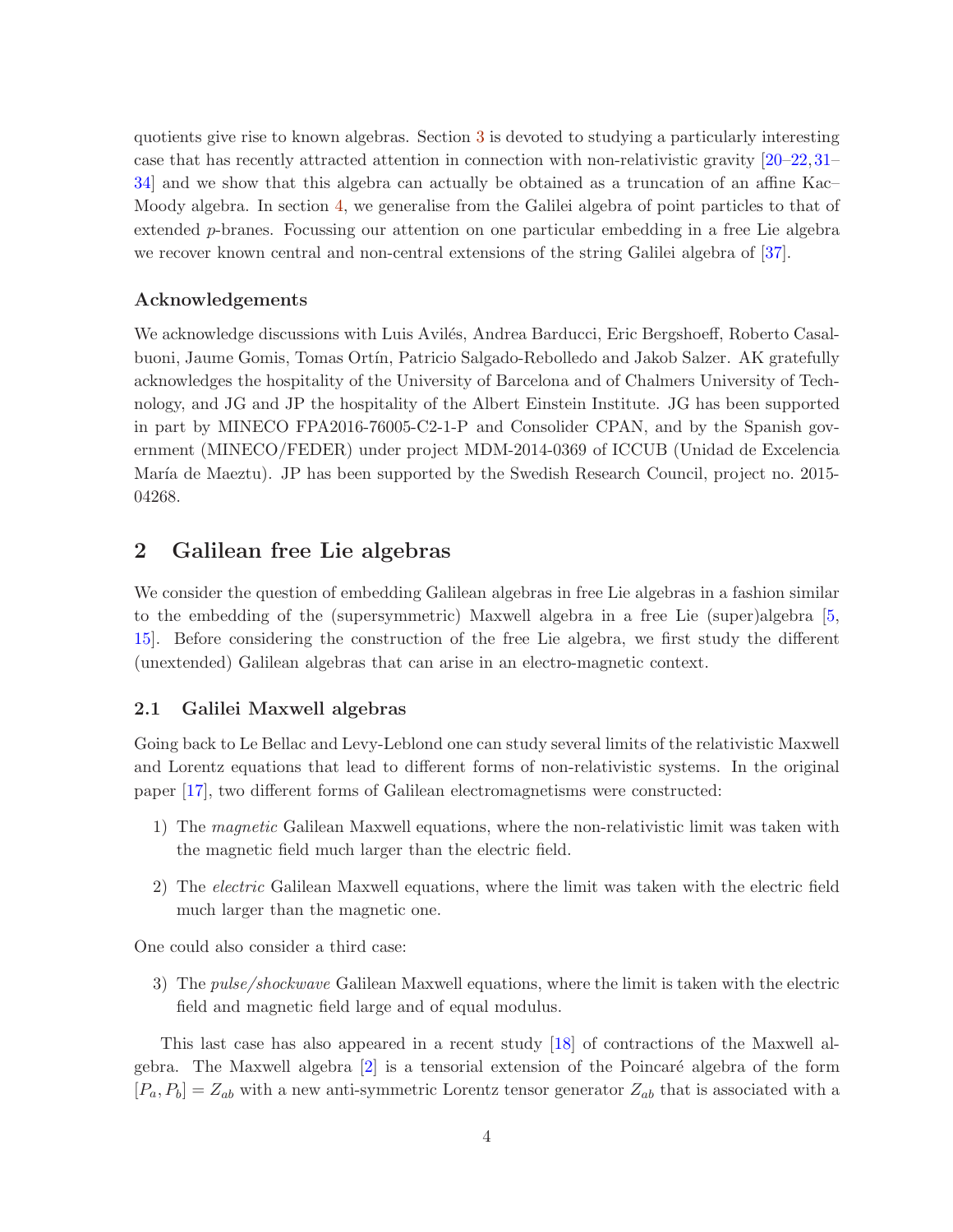quotients give rise to known algebras. Section 3 is devoted to studying a particularly interesting case that has recently attracted attention in connection with non-relativistic gravity [20–22, 31–34] and we show that this algebra can actually be obtained as a truncation of an affine Kac–Moody algebra. In section 4, we generalise from the Galilei algebra of point particles to that of extended $p$-branes. Focussing our attention on one particular embedding in a free Lie algebra we recover known central and non-central extensions of the string Galilei algebra of [37].

### Acknowledgements

We acknowledge discussions with Luis Avilés, Andrea Barducci, Eric Bergshoeff, Roberto Casalbuoni, Jaume Gomis, Tomas Ortín, Patricio Salgado-Rebolledo and Jakob Salzer. AK gratefully acknowledges the hospitality of the University of Barcelona and of Chalmers University of Technology, and JG and JP the hospitality of the Albert Einstein Institute. JG has been supported in part by MINECO FPA2016-76005-C2-1-P and Consolider CPAN, and by the Spanish government (MINECO/FEDER) under project MDM-2014-0369 of ICCUB (Unidad de Excelencia María de Maeztu). JP has been supported by the Swedish Research Council, project no. 2015-04268.

## 2 Galilean free Lie algebras

We consider the question of embedding Galilean algebras in free Lie algebras in a fashion similar to the embedding of the (supersymmetric) Maxwell algebra in a free Lie (super)algebra [5, 15]. Before considering the construction of the free Lie algebra, we first study the different (unextended) Galilean algebras that can arise in an electro-magnetic context.

### 2.1 Galilei Maxwell algebras

Going back to Le Bellac and Levy-Leblond one can study several limits of the relativistic Maxwell and Lorentz equations that lead to different forms of non-relativistic systems. In the original paper [17], two different forms of Galilean electromagnetisms were constructed:

1) The *magnetic* Galilean Maxwell equations, where the non-relativistic limit was taken with the magnetic field much larger than the electric field.

2) The *electric* Galilean Maxwell equations, where the limit was taken with the electric field much larger than the magnetic one.

One could also consider a third case:

3) The *pulse/shockwave* Galilean Maxwell equations, where the limit is taken with the electric field and magnetic field large and of equal modulus.

This last case has also appeared in a recent study [18] of contractions of the Maxwell algebra. The Maxwell algebra [2] is a tensorial extension of the Poincaré algebra of the form $[P_a, P_b] = Z_{ab}$ with a new anti-symmetric Lorentz tensor generator $Z_{ab}$ that is associated with a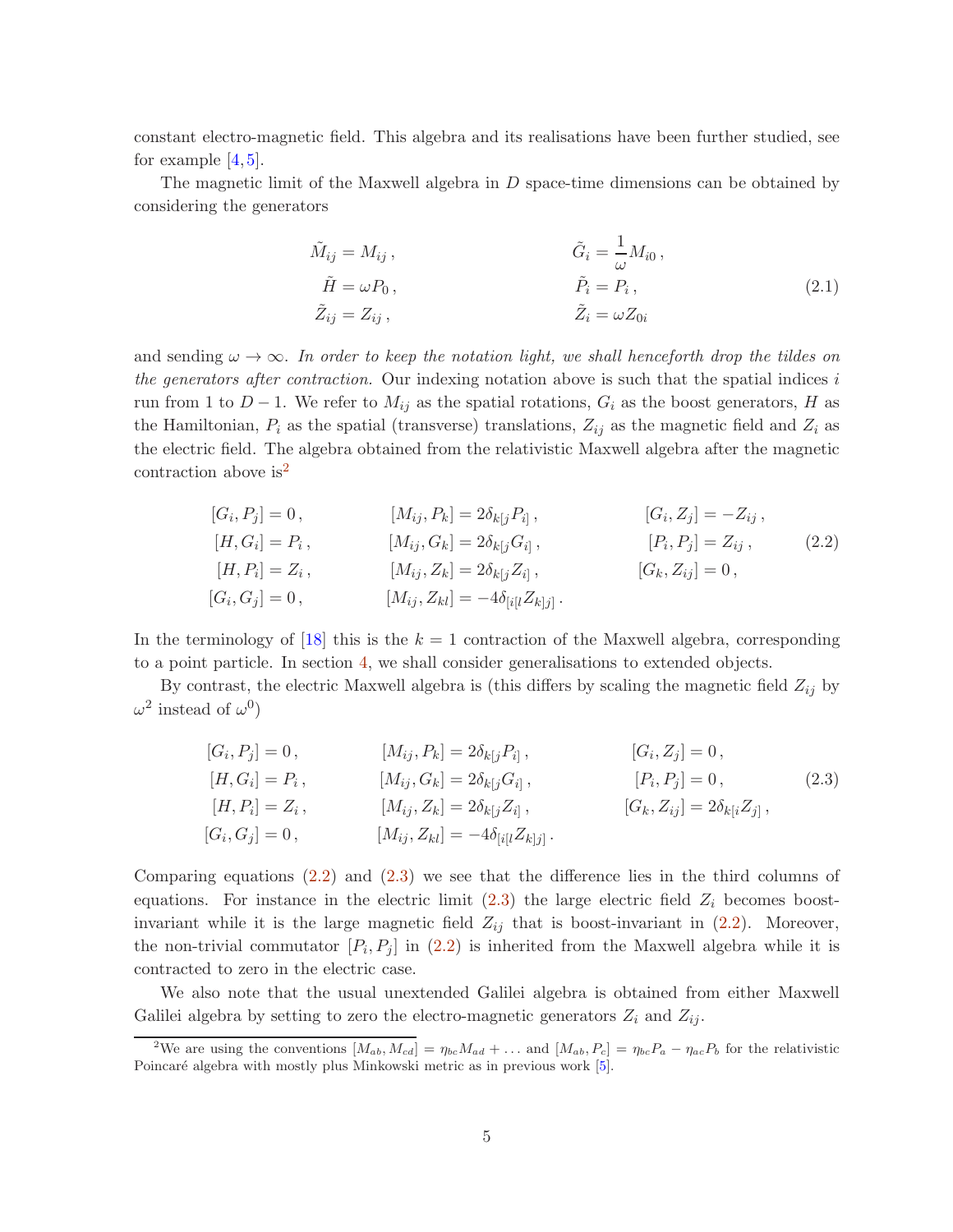constant electro-magnetic field. This algebra and its realisations have been further studied, see for example [4, 5].

The magnetic limit of the Maxwell algebra in $D$ space-time dimensions can be obtained by considering the generators

$$
\begin{aligned}
\tilde{M}_{ij} &= M_{ij}\,, & \tilde{G}_i &= \frac{1}{\omega} M_{i0}\,,\\
\tilde{H} &= \omega P_0\,, & \tilde{P}_i &= P_i\,,\\
\tilde{Z}_{ij} &= Z_{ij}\,, & \tilde{Z}_i &= \omega Z_{0i}
\end{aligned}
\tag{2.1}
$$

and sending $\omega \to \infty$. *In order to keep the notation light, we shall henceforth drop the tildes on the generators after contraction.* Our indexing notation above is such that the spatial indices $i$ run from 1 to $D-1$. We refer to $M_{ij}$ as the spatial rotations, $G_i$ as the boost generators, $H$ as the Hamiltonian, $P_i$ as the spatial (transverse) translations, $Z_{ij}$ as the magnetic field and $Z_i$ as the electric field. The algebra obtained from the relativistic Maxwell algebra after the magnetic contraction above is[2]

$$
\begin{aligned}
[G_i, P_j] &= 0\,, & [M_{ij}, P_k] &= 2\delta_{k[j}P_{i]}\,, & [G_i, Z_j] &= -Z_{ij}\,,\\
[H, G_i] &= P_i\,, & [M_{ij}, G_k] &= 2\delta_{k[j}G_{i]}\,, & [P_i, P_j] &= Z_{ij}\,,\\
[H, P_i] &= Z_i\,, & [M_{ij}, Z_k] &= 2\delta_{k[j}Z_{i]}\,, & [G_k, Z_{ij}] &= 0\,,\\
[G_i, G_j] &= 0\,, & [M_{ij}, Z_{kl}] &= -4\delta_{[i[l}Z_{k]j]}\,.
\end{aligned}
\tag{2.2}
$$

In the terminology of [18] this is the $k=1$ contraction of the Maxwell algebra, corresponding to a point particle. In section 4, we shall consider generalisations to extended objects.

By contrast, the electric Maxwell algebra is (this differs by scaling the magnetic field $Z_{ij}$ by $\omega^2$ instead of $\omega^0$)

$$
\begin{aligned}
[G_i, P_j] &= 0\,, & [M_{ij}, P_k] &= 2\delta_{k[j}P_{i]}\,, & [G_i, Z_j] &= 0\,,\\
[H, G_i] &= P_i\,, & [M_{ij}, G_k] &= 2\delta_{k[j}G_{i]}\,, & [P_i, P_j] &= 0\,,\\
[H, P_i] &= Z_i\,, & [M_{ij}, Z_k] &= 2\delta_{k[j}Z_{i]}\,, & [G_k, Z_{ij}] &= 2\delta_{k[i}Z_{j]}\,,\\
[G_i, G_j] &= 0\,, & [M_{ij}, Z_{kl}] &= -4\delta_{[i[l}Z_{k]j]}\,.
\end{aligned}
\tag{2.3}
$$

Comparing equations (2.2) and (2.3) we see that the difference lies in the third columns of equations. For instance in the electric limit (2.3) the large electric field $Z_i$ becomes boost-invariant while it is the large magnetic field $Z_{ij}$ that is boost-invariant in (2.2). Moreover, the non-trivial commutator $[P_i, P_j]$ in (2.2) is inherited from the Maxwell algebra while it is contracted to zero in the electric case.

We also note that the usual unextended Galilei algebra is obtained from either Maxwell Galilei algebra by setting to zero the electro-magnetic generators $Z_i$ and $Z_{ij}$.

---

[2] We are using the conventions $[M_{ab}, M_{cd}] = \eta_{bc}M_{ad} + \ldots$ and $[M_{ab}, P_c] = \eta_{bc}P_a - \eta_{ac}P_b$ for the relativistic Poincaré algebra with mostly plus Minkowski metric as in previous work [5].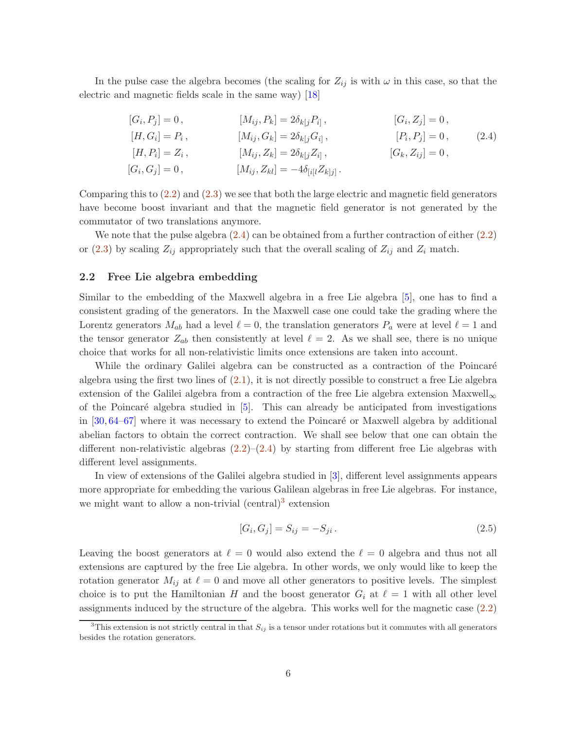In the pulse case the algebra becomes (the scaling for $Z_{ij}$ is with $\omega$ in this case, so that the electric and magnetic fields scale in the same way) [18]

$$
\begin{aligned}
&[G_i, P_j] = 0\,, && [M_{ij}, P_k] = 2\delta_{k[j}P_{i]}\,, && [G_i, Z_j] = 0\,,\\
&[H, G_i] = P_i\,, && [M_{ij}, G_k] = 2\delta_{k[j}G_{i]}\,, && [P_i, P_j] = 0\,,\\
&[H, P_i] = Z_i\,, && [M_{ij}, Z_k] = 2\delta_{k[j}Z_{i]}\,, && [G_k, Z_{ij}] = 0\,,\\
&[G_i, G_j] = 0\,, && [M_{ij}, Z_{kl}] = -4\delta_{[i[l}Z_{k]j]}\,. &&
\end{aligned}
\tag{2.4}
$$

Comparing this to (2.2) and (2.3) we see that both the large electric and magnetic field generators have become boost invariant and that the magnetic field generator is not generated by the commutator of two translations anymore.

We note that the pulse algebra (2.4) can be obtained from a further contraction of either (2.2) or (2.3) by scaling $Z_{ij}$ appropriately such that the overall scaling of $Z_{ij}$ and $Z_i$ match.

## 2.2 Free Lie algebra embedding

Similar to the embedding of the Maxwell algebra in a free Lie algebra [5], one has to find a consistent grading of the generators. In the Maxwell case one could take the grading where the Lorentz generators $M_{ab}$ had a level $\ell = 0$, the translation generators $P_a$ were at level $\ell = 1$ and the tensor generator $Z_{ab}$ then consistently at level $\ell = 2$. As we shall see, there is no unique choice that works for all non-relativistic limits once extensions are taken into account.

While the ordinary Galilei algebra can be constructed as a contraction of the Poincaré algebra using the first two lines of (2.1), it is not directly possible to construct a free Lie algebra extension of the Galilei algebra from a contraction of the free Lie algebra extension Maxwell$_\infty$ of the Poincaré algebra studied in [5]. This can already be anticipated from investigations in [30, 64–67] where it was necessary to extend the Poincaré or Maxwell algebra by additional abelian factors to obtain the correct contraction. We shall see below that one can obtain the different non-relativistic algebras (2.2)–(2.4) by starting from different free Lie algebras with different level assignments.

In view of extensions of the Galilei algebra studied in [3], different level assignments appears more appropriate for embedding the various Galilean algebras in free Lie algebras. For instance, we might want to allow a non-trivial (central)[3] extension

$$
[G_i, G_j] = S_{ij} = -S_{ji}\,.
\tag{2.5}
$$

Leaving the boost generators at $\ell = 0$ would also extend the $\ell = 0$ algebra and thus not all extensions are captured by the free Lie algebra. In other words, we only would like to keep the rotation generator $M_{ij}$ at $\ell = 0$ and move all other generators to positive levels. The simplest choice is to put the Hamiltonian $H$ and the boost generator $G_i$ at $\ell = 1$ with all other level assignments induced by the structure of the algebra. This works well for the magnetic case (2.2)

[3] This extension is not strictly central in that $S_{ij}$ is a tensor under rotations but it commutes with all generators besides the rotation generators.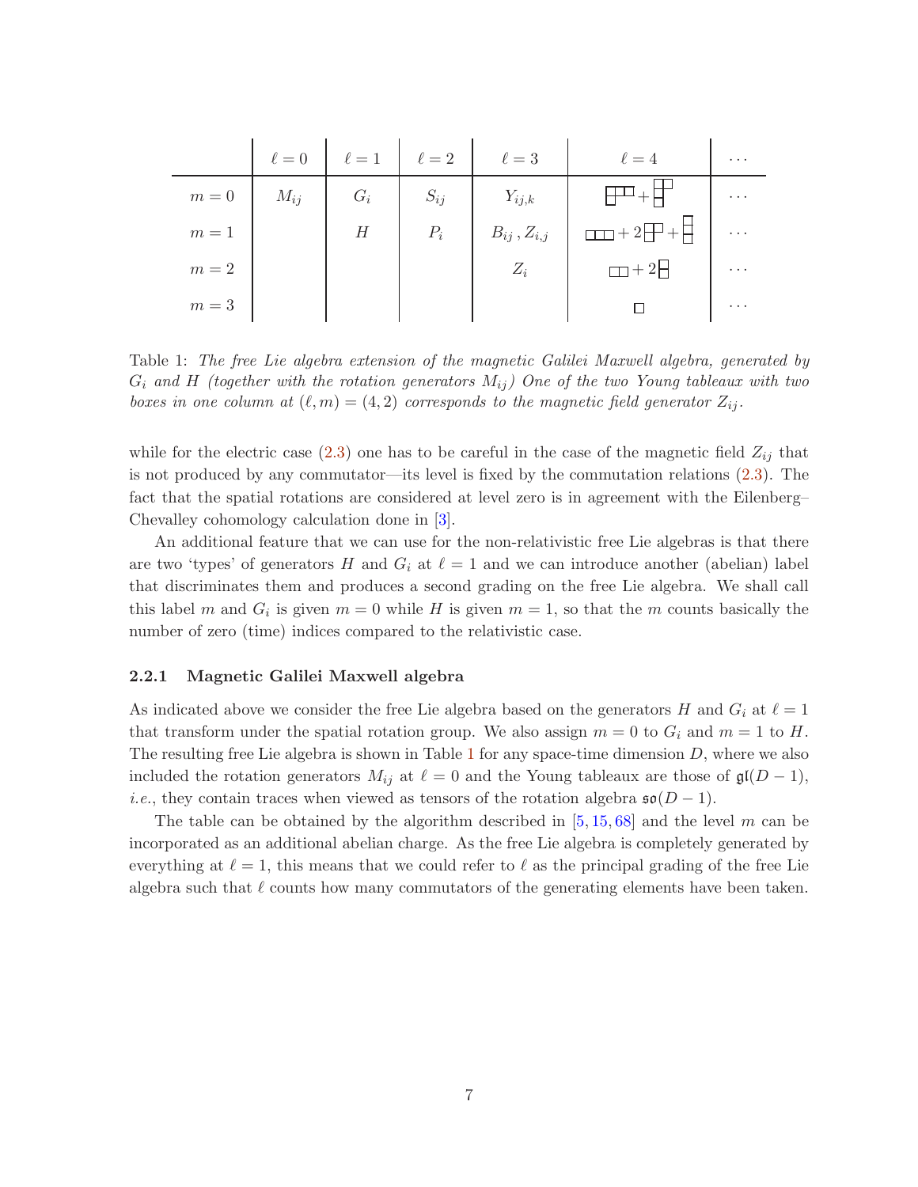| | $\ell = 0$ | $\ell = 1$ | $\ell = 2$ | $\ell = 3$ | $\ell = 4$ | $\cdots$ |
|---|---|---|---|---|---|---|
| $m = 0$ | $M_{ij}$ | $G_i$ | $S_{ij}$ | $Y_{ij,k}$ | $[3,1] + [2,1,1]$ | $\cdots$ |
| $m = 1$ | | $H$ | $P_i$ | $B_{ij}\,, Z_{i,j}$ | $[3] + 2\,[2,1] + [1,1,1]$ | $\cdots$ |
| $m = 2$ | | | | $Z_i$ | $[2] + 2\,[1,1]$ | $\cdots$ |
| $m = 3$ | | | | | $[1]$ | $\cdots$ |

Table 1: *The free Lie algebra extension of the magnetic Galilei Maxwell algebra, generated by $G_i$ and $H$ (together with the rotation generators $M_{ij}$) One of the two Young tableaux with two boxes in one column at $(\ell, m) = (4, 2)$ corresponds to the magnetic field generator $Z_{ij}$.*

while for the electric case (2.3) one has to be careful in the case of the magnetic field $Z_{ij}$ that is not produced by any commutator—its level is fixed by the commutation relations (2.3). The fact that the spatial rotations are considered at level zero is in agreement with the Eilenberg–Chevalley cohomology calculation done in [3].

An additional feature that we can use for the non-relativistic free Lie algebras is that there are two 'types' of generators $H$ and $G_i$ at $\ell = 1$ and we can introduce another (abelian) label that discriminates them and produces a second grading on the free Lie algebra. We shall call this label $m$ and $G_i$ is given $m = 0$ while $H$ is given $m = 1$, so that the $m$ counts basically the number of zero (time) indices compared to the relativistic case.

### 2.2.1 Magnetic Galilei Maxwell algebra

As indicated above we consider the free Lie algebra based on the generators $H$ and $G_i$ at $\ell = 1$ that transform under the spatial rotation group. We also assign $m = 0$ to $G_i$ and $m = 1$ to $H$. The resulting free Lie algebra is shown in Table 1 for any space-time dimension $D$, where we also included the rotation generators $M_{ij}$ at $\ell = 0$ and the Young tableaux are those of $\mathfrak{gl}(D-1)$, *i.e.*, they contain traces when viewed as tensors of the rotation algebra $\mathfrak{so}(D-1)$.

The table can be obtained by the algorithm described in [5, 15, 68] and the level $m$ can be incorporated as an additional abelian charge. As the free Lie algebra is completely generated by everything at $\ell = 1$, this means that we could refer to $\ell$ as the principal grading of the free Lie algebra such that $\ell$ counts how many commutators of the generating elements have been taken.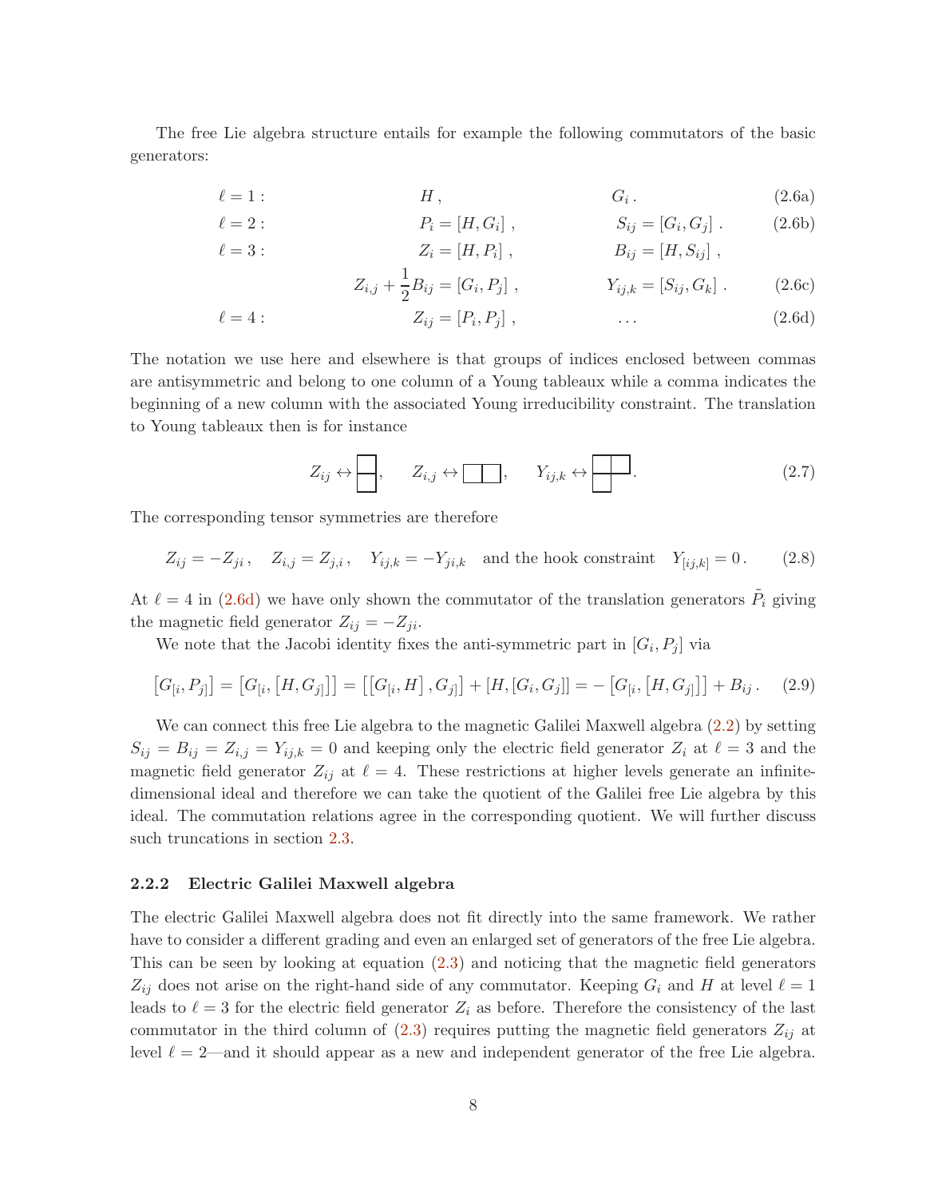The free Lie algebra structure entails for example the following commutators of the basic generators:

$$
\begin{aligned}
\ell = 1: &\qquad H\,, &\qquad& G_i\,. && \text{(2.6a)}\\
\ell = 2: &\qquad P_i = [H, G_i]\,, &\qquad& S_{ij} = [G_i, G_j]\,. && \text{(2.6b)}\\
\ell = 3: &\qquad Z_i = [H, P_i]\,, &\qquad& B_{ij} = [H, S_{ij}]\,, && \\
&\qquad Z_{i,j} + \frac{1}{2}B_{ij} = [G_i, P_j]\,, &\qquad& Y_{ij,k} = [S_{ij}, G_k]\,. && \text{(2.6c)}\\
\ell = 4: &\qquad Z_{ij} = [P_i, P_j]\,, &\qquad& \ldots && \text{(2.6d)}
\end{aligned}
$$

The notation we use here and elsewhere is that groups of indices enclosed between commas are antisymmetric and belong to one column of a Young tableaux while a comma indicates the beginning of a new column with the associated Young irreducibility constraint. The translation to Young tableaux then is for instance

$$
Z_{ij} \leftrightarrow \begin{array}{|c|}\hline \phantom{x} \\ \hline \phantom{x} \\ \hline \end{array}\,, \qquad Z_{i,j} \leftrightarrow \begin{array}{|c|c|}\hline \phantom{x} & \phantom{x} \\ \hline \end{array}\,, \qquad Y_{ij,k} \leftrightarrow \begin{array}{|c|c|}\hline \phantom{x} & \phantom{x} \\ \hline \phantom{x} \\ \cline{1-1} \end{array}\,. \tag{2.7}
$$

The corresponding tensor symmetries are therefore

$$
Z_{ij} = -Z_{ji}\,, \quad Z_{i,j} = Z_{j,i}\,, \quad Y_{ij,k} = -Y_{ji,k} \quad \text{and the hook constraint} \quad Y_{[ij,k]} = 0\,. \tag{2.8}
$$

At $\ell = 4$ in (2.6d) we have only shown the commutator of the translation generators $\tilde{P}_i$ giving the magnetic field generator $Z_{ij} = -Z_{ji}$.

We note that the Jacobi identity fixes the anti-symmetric part in $[G_i, P_j]$ via

$$
\left[G_{[i}, P_{j]}\right] = \left[G_{[i}, \left[H, G_{j]}\right]\right] = \left[\left[G_{[i}, H\right], G_{j]}\right] + [H, [G_i, G_j]] = -\left[G_{[i}, \left[H, G_{j]}\right]\right] + B_{ij}\,. \tag{2.9}
$$

We can connect this free Lie algebra to the magnetic Galilei Maxwell algebra (2.2) by setting $S_{ij} = B_{ij} = Z_{i,j} = Y_{ij,k} = 0$ and keeping only the electric field generator $Z_i$ at $\ell = 3$ and the magnetic field generator $Z_{ij}$ at $\ell = 4$. These restrictions at higher levels generate an infinite-dimensional ideal and therefore we can take the quotient of the Galilei free Lie algebra by this ideal. The commutation relations agree in the corresponding quotient. We will further discuss such truncations in section 2.3.

### 2.2.2 Electric Galilei Maxwell algebra

The electric Galilei Maxwell algebra does not fit directly into the same framework. We rather have to consider a different grading and even an enlarged set of generators of the free Lie algebra. This can be seen by looking at equation (2.3) and noticing that the magnetic field generators $Z_{ij}$ does not arise on the right-hand side of any commutator. Keeping $G_i$ and $H$ at level $\ell = 1$ leads to $\ell = 3$ for the electric field generator $Z_i$ as before. Therefore the consistency of the last commutator in the third column of (2.3) requires putting the magnetic field generators $Z_{ij}$ at level $\ell = 2$—and it should appear as a new and independent generator of the free Lie algebra.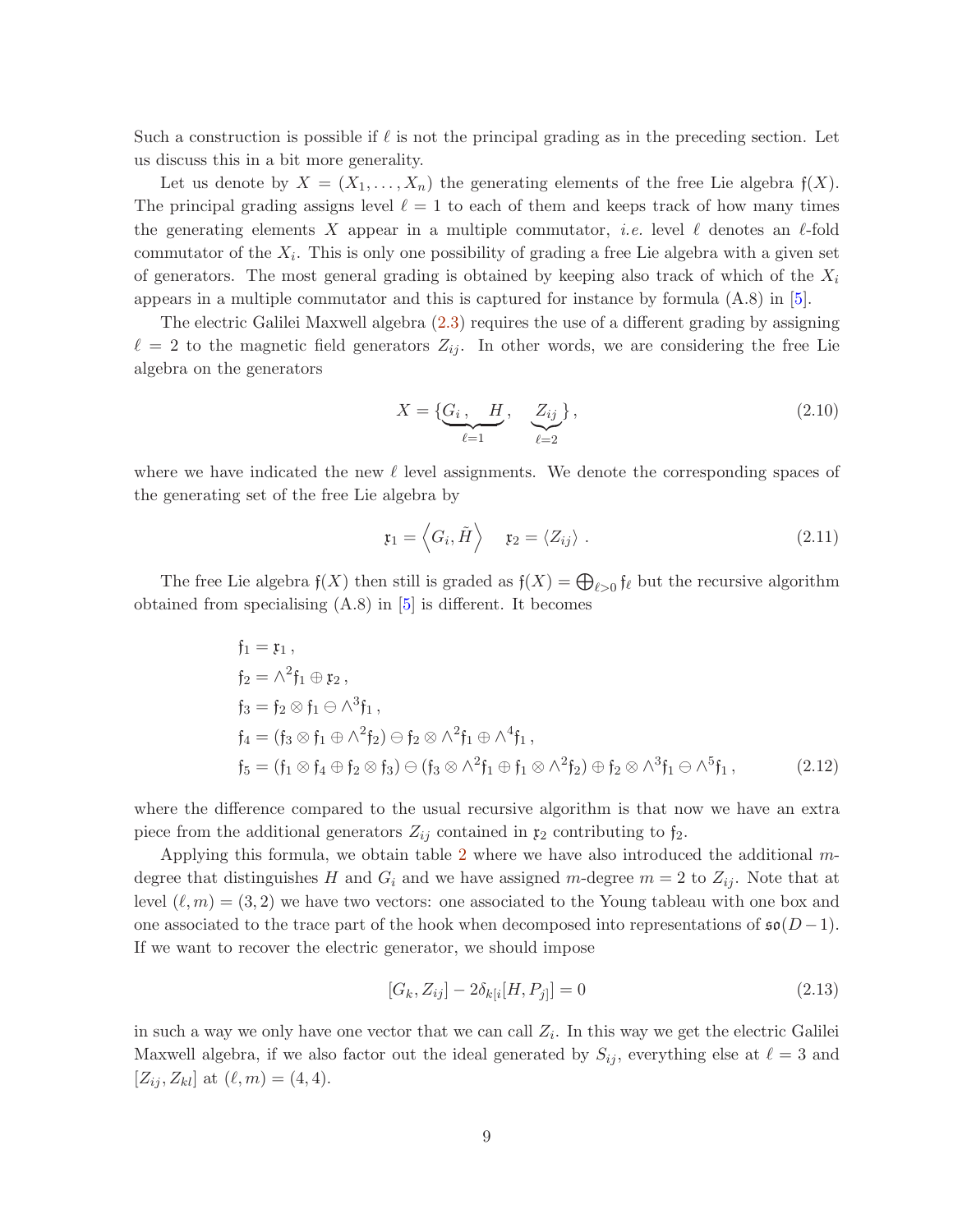Such a construction is possible if $\ell$ is not the principal grading as in the preceding section. Let us discuss this in a bit more generality.

Let us denote by $X = (X_1, \ldots, X_n)$ the generating elements of the free Lie algebra $\mathfrak{f}(X)$. The principal grading assigns level $\ell = 1$ to each of them and keeps track of how many times the generating elements $X$ appear in a multiple commutator, *i.e.* level $\ell$ denotes an $\ell$-fold commutator of the $X_i$. This is only one possibility of grading a free Lie algebra with a given set of generators. The most general grading is obtained by keeping also track of which of the $X_i$ appears in a multiple commutator and this is captured for instance by formula (A.8) in [5].

The electric Galilei Maxwell algebra (2.3) requires the use of a different grading by assigning $\ell = 2$ to the magnetic field generators $Z_{ij}$. In other words, we are considering the free Lie algebra on the generators

$$X = \{\underbrace{G_i\,, \quad H}_{\ell=1}, \quad \underbrace{Z_{ij}}_{\ell=2}\}\,, \tag{2.10}$$

where we have indicated the new $\ell$ level assignments. We denote the corresponding spaces of the generating set of the free Lie algebra by

$$\mathfrak{x}_1 = \left\langle G_i, \tilde{H} \right\rangle \quad \mathfrak{x}_2 = \left\langle Z_{ij} \right\rangle\,. \tag{2.11}$$

The free Lie algebra $\mathfrak{f}(X)$ then still is graded as $\mathfrak{f}(X) = \bigoplus_{\ell>0} \mathfrak{f}_\ell$ but the recursive algorithm obtained from specialising (A.8) in [5] is different. It becomes

$$\begin{aligned}
&\mathfrak{f}_1 = \mathfrak{x}_1\,,\\
&\mathfrak{f}_2 = \wedge^2 \mathfrak{f}_1 \oplus \mathfrak{x}_2\,,\\
&\mathfrak{f}_3 = \mathfrak{f}_2 \otimes \mathfrak{f}_1 \ominus \wedge^3 \mathfrak{f}_1\,,\\
&\mathfrak{f}_4 = (\mathfrak{f}_3 \otimes \mathfrak{f}_1 \oplus \wedge^2 \mathfrak{f}_2) \ominus \mathfrak{f}_2 \otimes \wedge^2 \mathfrak{f}_1 \oplus \wedge^4 \mathfrak{f}_1\,,\\
&\mathfrak{f}_5 = (\mathfrak{f}_1 \otimes \mathfrak{f}_4 \oplus \mathfrak{f}_2 \otimes \mathfrak{f}_3) \ominus (\mathfrak{f}_3 \otimes \wedge^2 \mathfrak{f}_1 \oplus \mathfrak{f}_1 \otimes \wedge^2 \mathfrak{f}_2) \oplus \mathfrak{f}_2 \otimes \wedge^3 \mathfrak{f}_1 \ominus \wedge^5 \mathfrak{f}_1\,,
\end{aligned} \tag{2.12}$$

where the difference compared to the usual recursive algorithm is that now we have an extra piece from the additional generators $Z_{ij}$ contained in $\mathfrak{x}_2$ contributing to $\mathfrak{f}_2$.

Applying this formula, we obtain table 2 where we have also introduced the additional $m$-degree that distinguishes $H$ and $G_i$ and we have assigned $m$-degree $m = 2$ to $Z_{ij}$. Note that at level $(\ell, m) = (3, 2)$ we have two vectors: one associated to the Young tableau with one box and one associated to the trace part of the hook when decomposed into representations of $\mathfrak{so}(D-1)$. If we want to recover the electric generator, we should impose

$$[G_k, Z_{ij}] - 2\delta_{k[i}[H, P_{j]}] = 0 \tag{2.13}$$

in such a way we only have one vector that we can call $Z_i$. In this way we get the electric Galilei Maxwell algebra, if we also factor out the ideal generated by $S_{ij}$, everything else at $\ell = 3$ and $[Z_{ij}, Z_{kl}]$ at $(\ell, m) = (4, 4)$.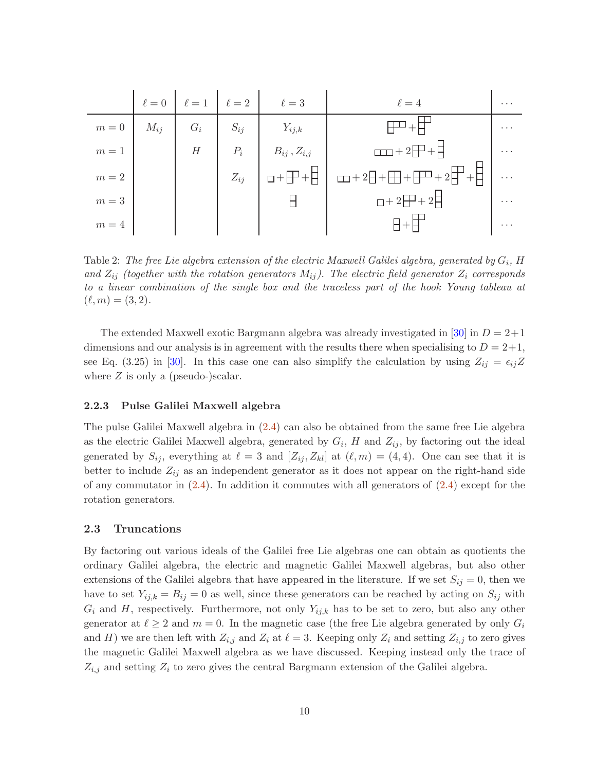| | $\ell = 0$ | $\ell = 1$ | $\ell = 2$ | $\ell = 3$ | $\ell = 4$ | $\cdots$ |
|---|---|---|---|---|---|---|
| $m = 0$ | $M_{ij}$ | $G_i$ | $S_{ij}$ | $Y_{ij,k}$ | $[3,1] + [2,1,1]$ | $\cdots$ |
| $m = 1$ | | $H$ | $P_i$ | $B_{ij}\,, Z_{i,j}$ | $[3] + 2\,[2,1] + [1,1,1]$ | $\cdots$ |
| $m = 2$ | | | $Z_{ij}$ | $[1] + [2,1] + [1,1,1]$ | $[2] + 2\,[1,1] + [2,2] + [3,1] + 2\,[2,1,1] + [1,1,1,1]$ | $\cdots$ |
| $m = 3$ | | | | $[1,1]$ | $[1] + 2\,[2,1] + 2\,[1,1,1]$ | $\cdots$ |
| $m = 4$ | | | | | $[1,1] + [2,1,1]$ | $\cdots$ |

(Young tableaux are denoted by their row lengths, e.g. $[2,1]$ is the hook tableau.)

Table 2: *The free Lie algebra extension of the electric Maxwell Galilei algebra, generated by $G_i$, $H$ and $Z_{ij}$ (together with the rotation generators $M_{ij}$). The electric field generator $Z_i$ corresponds to a linear combination of the single box and the traceless part of the hook Young tableau at $(\ell, m) = (3, 2)$.*

The extended Maxwell exotic Bargmann algebra was already investigated in [30] in $D = 2+1$ dimensions and our analysis is in agreement with the results there when specialising to $D = 2+1$, see Eq. (3.25) in [30]. In this case one can also simplify the calculation by using $Z_{ij} = \epsilon_{ij} Z$ where $Z$ is only a (pseudo-)scalar.

#### 2.2.3 Pulse Galilei Maxwell algebra

The pulse Galilei Maxwell algebra in (2.4) can also be obtained from the same free Lie algebra as the electric Galilei Maxwell algebra, generated by $G_i$, $H$ and $Z_{ij}$, by factoring out the ideal generated by $S_{ij}$, everything at $\ell = 3$ and $[Z_{ij}, Z_{kl}]$ at $(\ell, m) = (4, 4)$. One can see that it is better to include $Z_{ij}$ as an independent generator as it does not appear on the right-hand side of any commutator in (2.4). In addition it commutes with all generators of (2.4) except for the rotation generators.

### 2.3 Truncations

By factoring out various ideals of the Galilei free Lie algebras one can obtain as quotients the ordinary Galilei algebra, the electric and magnetic Galilei Maxwell algebras, but also other extensions of the Galilei algebra that have appeared in the literature. If we set $S_{ij} = 0$, then we have to set $Y_{ij,k} = B_{ij} = 0$ as well, since these generators can be reached by acting on $S_{ij}$ with $G_i$ and $H$, respectively. Furthermore, not only $Y_{ij,k}$ has to be set to zero, but also any other generator at $\ell \geq 2$ and $m = 0$. In the magnetic case (the free Lie algebra generated by only $G_i$ and $H$) we are then left with $Z_{i,j}$ and $Z_i$ at $\ell = 3$. Keeping only $Z_i$ and setting $Z_{i,j}$ to zero gives the magnetic Galilei Maxwell algebra as we have discussed. Keeping instead only the trace of $Z_{i,j}$ and setting $Z_i$ to zero gives the central Bargmann extension of the Galilei algebra.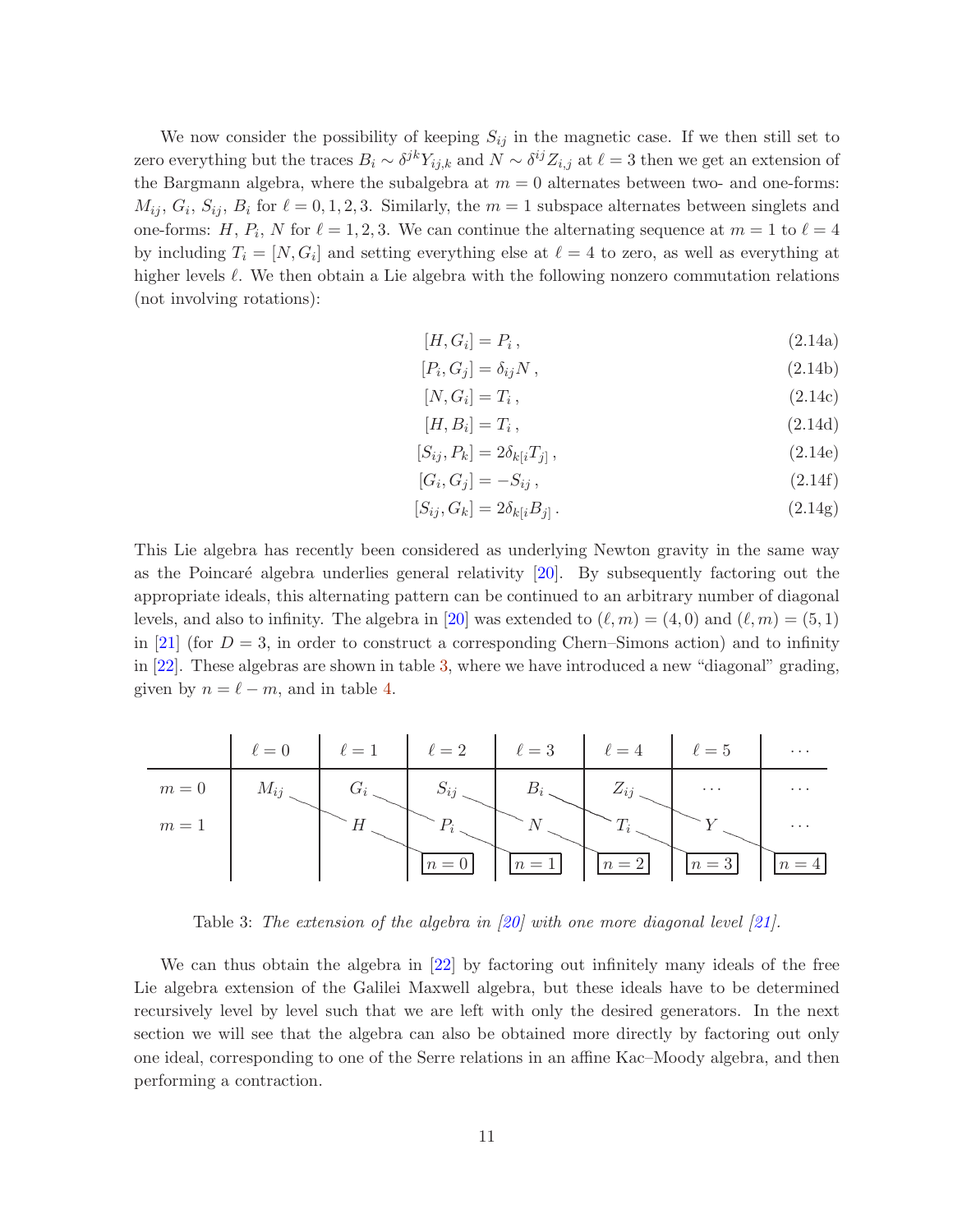We now consider the possibility of keeping $S_{ij}$ in the magnetic case. If we then still set to zero everything but the traces $B_i \sim \delta^{jk} Y_{ij,k}$ and $N \sim \delta^{ij} Z_{i,j}$ at $\ell = 3$ then we get an extension of the Bargmann algebra, where the subalgebra at $m = 0$ alternates between two- and one-forms: $M_{ij}$, $G_i$, $S_{ij}$, $B_i$ for $\ell = 0, 1, 2, 3$. Similarly, the $m = 1$ subspace alternates between singlets and one-forms: $H$, $P_i$, $N$ for $\ell = 1, 2, 3$. We can continue the alternating sequence at $m = 1$ to $\ell = 4$ by including $T_i = [N, G_i]$ and setting everything else at $\ell = 4$ to zero, as well as everything at higher levels $\ell$. We then obtain a Lie algebra with the following nonzero commutation relations (not involving rotations):

$$[H, G_i] = P_i \,, \tag{2.14a}$$

$$[P_i, G_j] = \delta_{ij} N \,, \tag{2.14b}$$

$$[N, G_i] = T_i \,, \tag{2.14c}$$

$$[H, B_i] = T_i \,, \tag{2.14d}$$

$$[S_{ij}, P_k] = 2\delta_{k[i} T_{j]} \,, \tag{2.14e}$$

$$[G_i, G_j] = -S_{ij} \,, \tag{2.14f}$$

$$[S_{ij}, G_k] = 2\delta_{k[i} B_{j]} \,. \tag{2.14g}$$

This Lie algebra has recently been considered as underlying Newton gravity in the same way as the Poincaré algebra underlies general relativity [20]. By subsequently factoring out the appropriate ideals, this alternating pattern can be continued to an arbitrary number of diagonal levels, and also to infinity. The algebra in [20] was extended to $(\ell, m) = (4, 0)$ and $(\ell, m) = (5, 1)$ in [21] (for $D = 3$, in order to construct a corresponding Chern–Simons action) and to infinity in [22]. These algebras are shown in table 3, where we have introduced a new "diagonal" grading, given by $n = \ell - m$, and in table 4.

| | $\ell = 0$ | $\ell = 1$ | $\ell = 2$ | $\ell = 3$ | $\ell = 4$ | $\ell = 5$ | $\cdots$ |
|---|---|---|---|---|---|---|---|
| $m = 0$ | $M_{ij}$ | $G_i$ | $S_{ij}$ | $B_i$ | $Z_{ij}$ | $\cdots$ | $\cdots$ |
| $m = 1$ | | $H$ | $P_i$ | $N$ | $T_i$ | $Y$ | $\cdots$ |
| | | | $n = 0$ | $n = 1$ | $n = 2$ | $n = 3$ | $n = 4$ |

Table 3: *The extension of the algebra in [20] with one more diagonal level [21].*

We can thus obtain the algebra in [22] by factoring out infinitely many ideals of the free Lie algebra extension of the Galilei Maxwell algebra, but these ideals have to be determined recursively level by level such that we are left with only the desired generators. In the next section we will see that the algebra can also be obtained more directly by factoring out only one ideal, corresponding to one of the Serre relations in an affine Kac–Moody algebra, and then performing a contraction.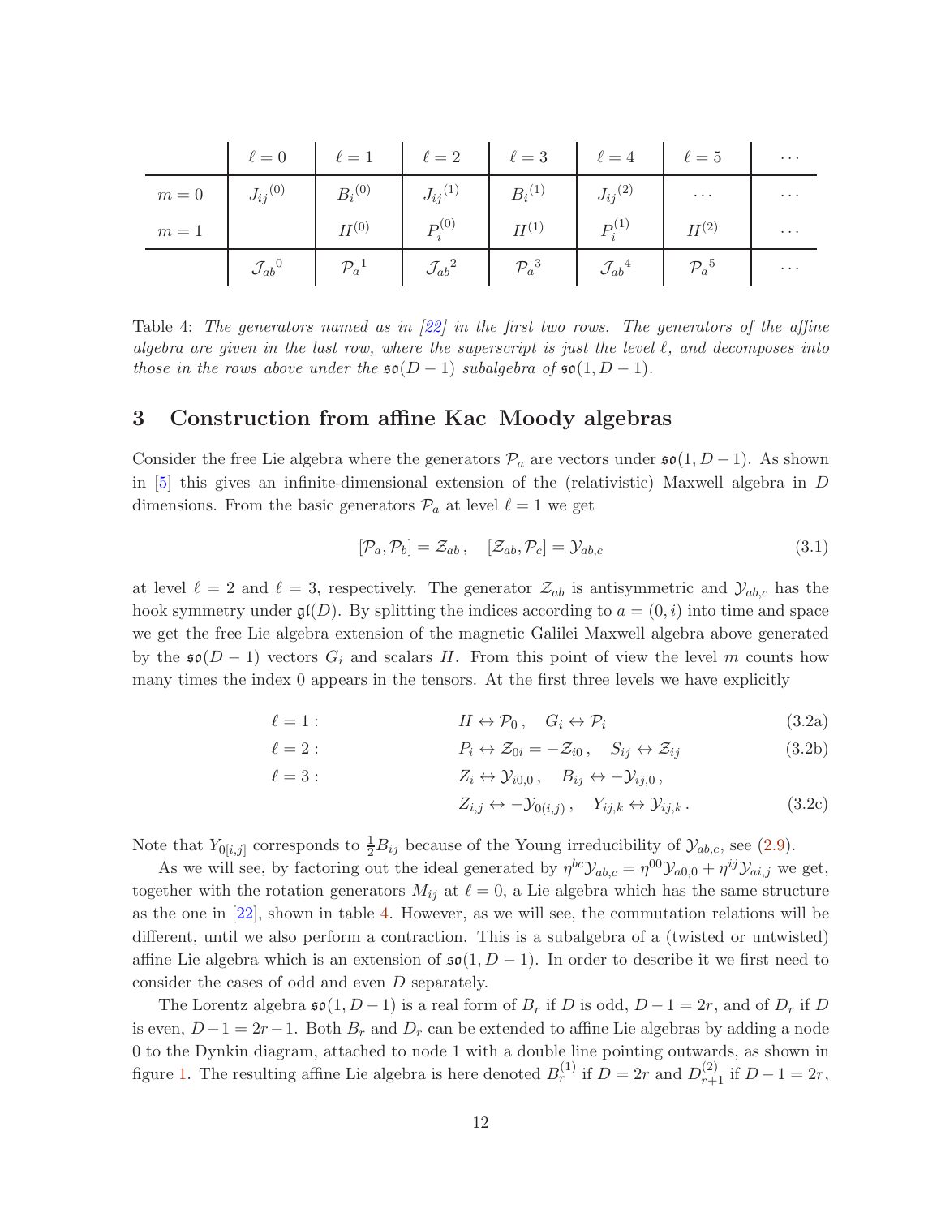| | $\ell=0$ | $\ell=1$ | $\ell=2$ | $\ell=3$ | $\ell=4$ | $\ell=5$ | $\cdots$ |
|---|---|---|---|---|---|---|---|
| $m=0$ | ${J_{ij}}^{(0)}$ | ${B_i}^{(0)}$ | ${J_{ij}}^{(1)}$ | ${B_i}^{(1)}$ | ${J_{ij}}^{(2)}$ | $\cdots$ | $\cdots$ |
| $m=1$ | | $H^{(0)}$ | $P_i^{(0)}$ | $H^{(1)}$ | $P_i^{(1)}$ | $H^{(2)}$ | $\cdots$ |
| | ${\mathcal{J}_{ab}}^0$ | ${\mathcal{P}_a}^1$ | ${\mathcal{J}_{ab}}^2$ | ${\mathcal{P}_a}^3$ | ${\mathcal{J}_{ab}}^4$ | ${\mathcal{P}_a}^5$ | $\cdots$ |

Table 4: *The generators named as in [22] in the first two rows. The generators of the affine algebra are given in the last row, where the superscript is just the level $\ell$, and decomposes into those in the rows above under the $\mathfrak{so}(D-1)$ subalgebra of $\mathfrak{so}(1,D-1)$.*

## 3 Construction from affine Kac–Moody algebras

Consider the free Lie algebra where the generators $\mathcal{P}_a$ are vectors under $\mathfrak{so}(1,D-1)$. As shown in [5] this gives an infinite-dimensional extension of the (relativistic) Maxwell algebra in $D$ dimensions. From the basic generators $\mathcal{P}_a$ at level $\ell = 1$ we get

$$[\mathcal{P}_a, \mathcal{P}_b] = \mathcal{Z}_{ab}\,, \quad [\mathcal{Z}_{ab}, \mathcal{P}_c] = \mathcal{Y}_{ab,c} \tag{3.1}$$

at level $\ell = 2$ and $\ell = 3$, respectively. The generator $\mathcal{Z}_{ab}$ is antisymmetric and $\mathcal{Y}_{ab,c}$ has the hook symmetry under $\mathfrak{gl}(D)$. By splitting the indices according to $a = (0,i)$ into time and space we get the free Lie algebra extension of the magnetic Galilei Maxwell algebra above generated by the $\mathfrak{so}(D-1)$ vectors $G_i$ and scalars $H$. From this point of view the level $m$ counts how many times the index 0 appears in the tensors. At the first three levels we have explicitly

$$\ell = 1: \qquad H \leftrightarrow \mathcal{P}_0\,, \quad G_i \leftrightarrow \mathcal{P}_i \tag{3.2a}$$

$$\ell = 2: \qquad P_i \leftrightarrow \mathcal{Z}_{0i} = -\mathcal{Z}_{i0}\,, \quad S_{ij} \leftrightarrow \mathcal{Z}_{ij} \tag{3.2b}$$

$$\begin{aligned} \ell = 3: \qquad & Z_i \leftrightarrow \mathcal{Y}_{i0,0}\,, \quad B_{ij} \leftrightarrow -\mathcal{Y}_{ij,0}\,, \\ & Z_{i,j} \leftrightarrow -\mathcal{Y}_{0(i,j)}\,, \quad Y_{ij,k} \leftrightarrow \mathcal{Y}_{ij,k}\,. \end{aligned} \tag{3.2c}$$

Note that $Y_{0[i,j]}$ corresponds to $\frac{1}{2}B_{ij}$ because of the Young irreducibility of $\mathcal{Y}_{ab,c}$, see (2.9).

As we will see, by factoring out the ideal generated by $\eta^{bc}\mathcal{Y}_{ab,c} = \eta^{00}\mathcal{Y}_{a0,0} + \eta^{ij}\mathcal{Y}_{ai,j}$ we get, together with the rotation generators $M_{ij}$ at $\ell = 0$, a Lie algebra which has the same structure as the one in [22], shown in table 4. However, as we will see, the commutation relations will be different, until we also perform a contraction. This is a subalgebra of a (twisted or untwisted) affine Lie algebra which is an extension of $\mathfrak{so}(1,D-1)$. In order to describe it we first need to consider the cases of odd and even $D$ separately.

The Lorentz algebra $\mathfrak{so}(1,D-1)$ is a real form of $B_r$ if $D$ is odd, $D-1 = 2r$, and of $D_r$ if $D$ is even, $D-1 = 2r-1$. Both $B_r$ and $D_r$ can be extended to affine Lie algebras by adding a node 0 to the Dynkin diagram, attached to node 1 with a double line pointing outwards, as shown in figure 1. The resulting affine Lie algebra is here denoted $B_r^{(1)}$ if $D = 2r$ and $D_{r+1}^{(2)}$ if $D-1 = 2r$,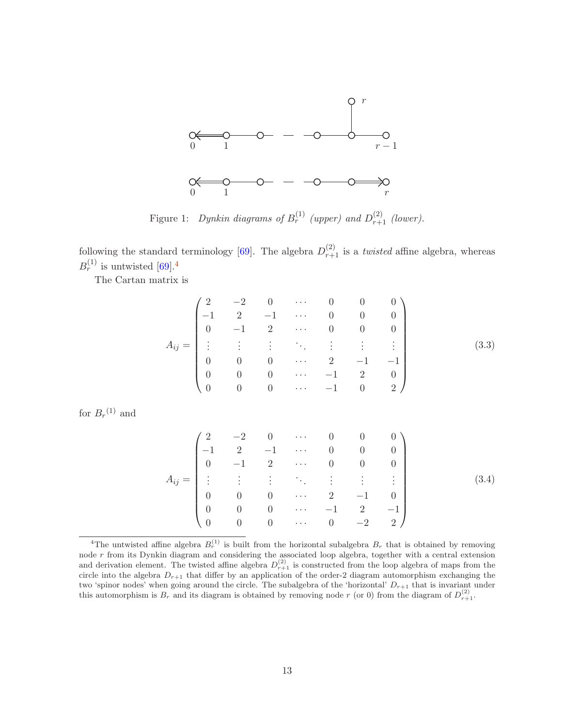Figure 1: *Dynkin diagrams of $B_r^{(1)}$ (upper) and $D_{r+1}^{(2)}$ (lower).*

following the standard terminology [69]. The algebra $D_{r+1}^{(2)}$ is a *twisted* affine algebra, whereas $B_r^{(1)}$ is untwisted [69].[4]

The Cartan matrix is

$$A_{ij} = \begin{pmatrix} 2 & -2 & 0 & \cdots & 0 & 0 & 0 \\ -1 & 2 & -1 & \cdots & 0 & 0 & 0 \\ 0 & -1 & 2 & \cdots & 0 & 0 & 0 \\ \vdots & \vdots & \vdots & \ddots & \vdots & \vdots & \vdots \\ 0 & 0 & 0 & \cdots & 2 & -1 & -1 \\ 0 & 0 & 0 & \cdots & -1 & 2 & 0 \\ 0 & 0 & 0 & \cdots & -1 & 0 & 2 \end{pmatrix} \tag{3.3}$$

for ${B_r}^{(1)}$ and

$$A_{ij} = \begin{pmatrix} 2 & -2 & 0 & \cdots & 0 & 0 & 0 \\ -1 & 2 & -1 & \cdots & 0 & 0 & 0 \\ 0 & -1 & 2 & \cdots & 0 & 0 & 0 \\ \vdots & \vdots & \vdots & \ddots & \vdots & \vdots & \vdots \\ 0 & 0 & 0 & \cdots & 2 & -1 & 0 \\ 0 & 0 & 0 & \cdots & -1 & 2 & -1 \\ 0 & 0 & 0 & \cdots & 0 & -2 & 2 \end{pmatrix} \tag{3.4}$$

[4] The untwisted affine algebra $B_r^{(1)}$ is built from the horizontal subalgebra $B_r$ that is obtained by removing node $r$ from its Dynkin diagram and considering the associated loop algebra, together with a central extension and derivation element. The twisted affine algebra $D_{r+1}^{(2)}$ is constructed from the loop algebra of maps from the circle into the algebra $D_{r+1}$ that differ by an application of the order-2 diagram automorphism exchanging the two 'spinor nodes' when going around the circle. The subalgebra of the 'horizontal' $D_{r+1}$ that is invariant under this automorphism is $B_r$ and its diagram is obtained by removing node $r$ (or 0) from the diagram of $D_{r+1}^{(2)}$.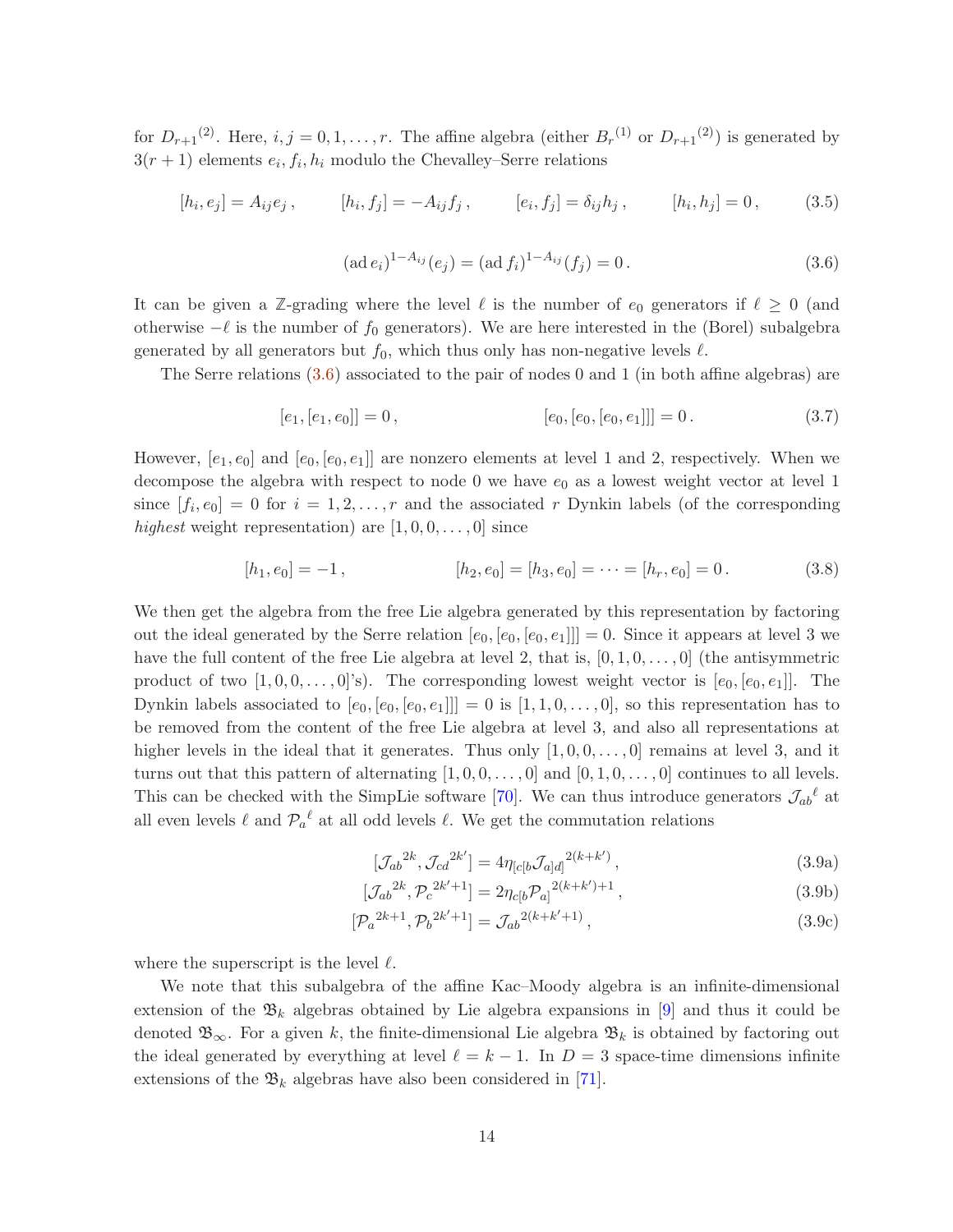for ${D_{r+1}}^{(2)}$. Here, $i, j = 0, 1, \ldots, r$. The affine algebra (either ${B_r}^{(1)}$ or ${D_{r+1}}^{(2)}$) is generated by $3(r+1)$ elements $e_i, f_i, h_i$ modulo the Chevalley–Serre relations

$$[h_i, e_j] = A_{ij} e_j\,, \qquad [h_i, f_j] = -A_{ij} f_j\,, \qquad [e_i, f_j] = \delta_{ij} h_j\,, \qquad [h_i, h_j] = 0\,, \tag{3.5}$$

$$(\mathrm{ad}\, e_i)^{1-A_{ij}}(e_j) = (\mathrm{ad}\, f_i)^{1-A_{ij}}(f_j) = 0\,. \tag{3.6}$$

It can be given a $\mathbb{Z}$-grading where the level $\ell$ is the number of $e_0$ generators if $\ell \geq 0$ (and otherwise $-\ell$ is the number of $f_0$ generators). We are here interested in the (Borel) subalgebra generated by all generators but $f_0$, which thus only has non-negative levels $\ell$.

The Serre relations (3.6) associated to the pair of nodes 0 and 1 (in both affine algebras) are

$$[e_1, [e_1, e_0]] = 0\,, \qquad\qquad [e_0, [e_0, [e_0, e_1]]] = 0\,. \tag{3.7}$$

However, $[e_1, e_0]$ and $[e_0, [e_0, e_1]]$ are nonzero elements at level 1 and 2, respectively. When we decompose the algebra with respect to node 0 we have $e_0$ as a lowest weight vector at level 1 since $[f_i, e_0] = 0$ for $i = 1, 2, \ldots, r$ and the associated $r$ Dynkin labels (of the corresponding *highest* weight representation) are $[1, 0, 0, \ldots, 0]$ since

$$[h_1, e_0] = -1\,, \qquad\qquad [h_2, e_0] = [h_3, e_0] = \cdots = [h_r, e_0] = 0\,. \tag{3.8}$$

We then get the algebra from the free Lie algebra generated by this representation by factoring out the ideal generated by the Serre relation $[e_0, [e_0, [e_0, e_1]]] = 0$. Since it appears at level 3 we have the full content of the free Lie algebra at level 2, that is, $[0, 1, 0, \ldots, 0]$ (the antisymmetric product of two $[1, 0, 0, \ldots, 0]$'s). The corresponding lowest weight vector is $[e_0, [e_0, e_1]]$. The Dynkin labels associated to $[e_0, [e_0, [e_0, e_1]]] = 0$ is $[1, 1, 0, \ldots, 0]$, so this representation has to be removed from the content of the free Lie algebra at level 3, and also all representations at higher levels in the ideal that it generates. Thus only $[1, 0, 0, \ldots, 0]$ remains at level 3, and it turns out that this pattern of alternating $[1, 0, 0, \ldots, 0]$ and $[0, 1, 0, \ldots, 0]$ continues to all levels. This can be checked with the SimpLie software [70]. We can thus introduce generators ${\mathcal{J}_{ab}}^{\ell}$ at all even levels $\ell$ and ${\mathcal{P}_a}^{\ell}$ at all odd levels $\ell$. We get the commutation relations

$$[{\mathcal{J}_{ab}}^{2k}, {\mathcal{J}_{cd}}^{2k'}] = 4\eta_{[c[b}{\mathcal{J}_{a]d]}}^{2(k+k')}\,, \tag{3.9a}$$

$$[{\mathcal{J}_{ab}}^{2k}, {\mathcal{P}_c}^{2k'+1}] = 2\eta_{c[b}{\mathcal{P}_{a]}}^{2(k+k')+1}\,, \tag{3.9b}$$

$$[{\mathcal{P}_a}^{2k+1}, {\mathcal{P}_b}^{2k'+1}] = {\mathcal{J}_{ab}}^{2(k+k'+1)}\,, \tag{3.9c}$$

where the superscript is the level $\ell$.

We note that this subalgebra of the affine Kac–Moody algebra is an infinite-dimensional extension of the $\mathfrak{B}_k$ algebras obtained by Lie algebra expansions in [9] and thus it could be denoted $\mathfrak{B}_\infty$. For a given $k$, the finite-dimensional Lie algebra $\mathfrak{B}_k$ is obtained by factoring out the ideal generated by everything at level $\ell = k - 1$. In $D = 3$ space-time dimensions infinite extensions of the $\mathfrak{B}_k$ algebras have also been considered in [71].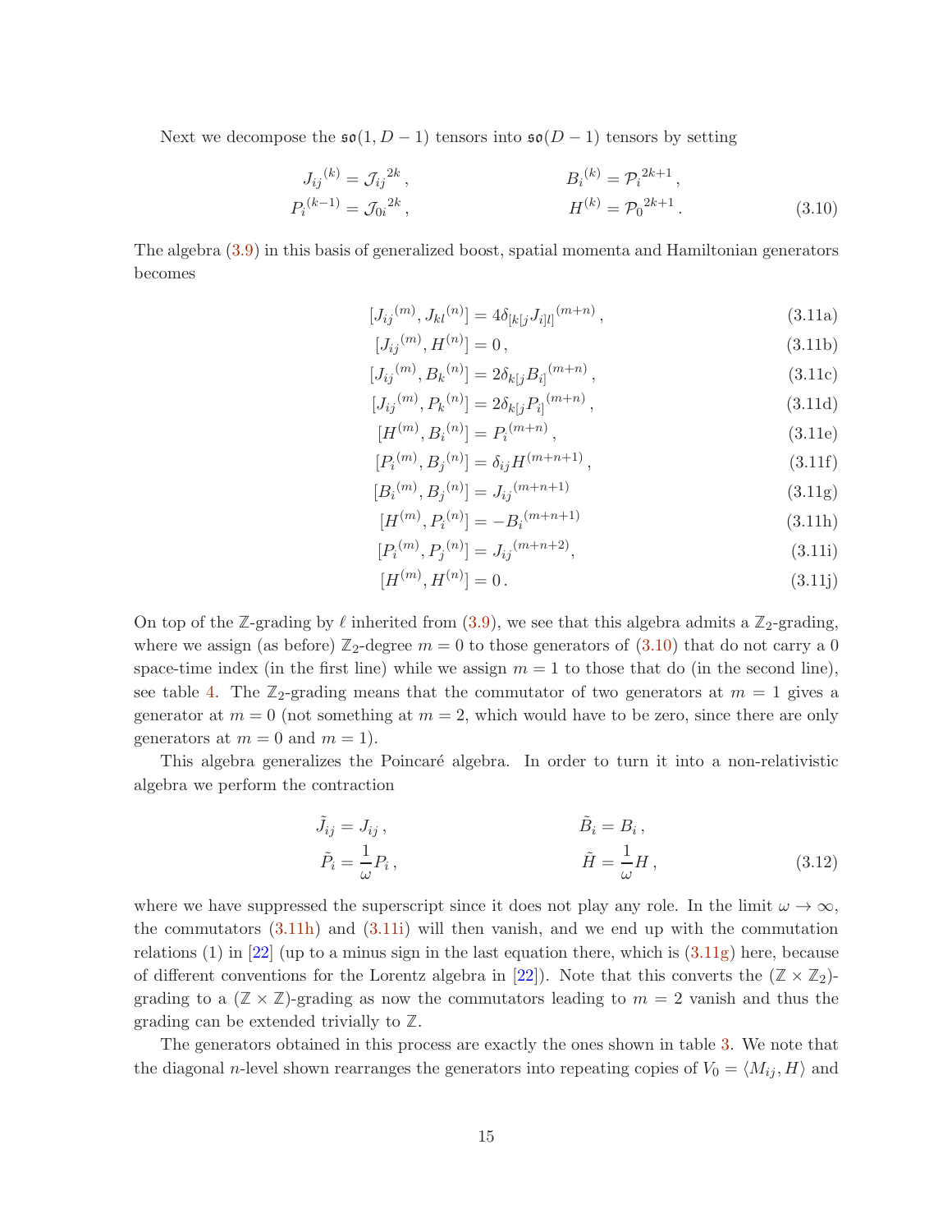Next we decompose the $\mathfrak{so}(1,D-1)$ tensors into $\mathfrak{so}(D-1)$ tensors by setting

$$
\begin{aligned}
J_{ij}{}^{(k)} &= \mathcal{J}_{ij}{}^{2k}\,, & B_i{}^{(k)} &= \mathcal{P}_i{}^{2k+1}\,,\\
P_i{}^{(k-1)} &= \mathcal{J}_{0i}{}^{2k}\,, & H^{(k)} &= \mathcal{P}_0{}^{2k+1}\,.
\end{aligned}
\tag{3.10}
$$

The algebra (3.9) in this basis of generalized boost, spatial momenta and Hamiltonian generators becomes

$$[J_{ij}{}^{(m)}, J_{kl}{}^{(n)}] = 4\delta_{[k[j}J_{i]l]}{}^{(m+n)}\,, \tag{3.11a}$$

$$[J_{ij}{}^{(m)}, H^{(n)}] = 0\,, \tag{3.11b}$$

$$[J_{ij}{}^{(m)}, B_k{}^{(n)}] = 2\delta_{k[j}B_{i]}{}^{(m+n)}\,, \tag{3.11c}$$

$$[J_{ij}{}^{(m)}, P_k{}^{(n)}] = 2\delta_{k[j}P_{i]}{}^{(m+n)}\,, \tag{3.11d}$$

$$[H^{(m)}, B_i{}^{(n)}] = P_i{}^{(m+n)}\,, \tag{3.11e}$$

$$[P_i{}^{(m)}, B_j{}^{(n)}] = \delta_{ij}H^{(m+n+1)}\,, \tag{3.11f}$$

$$[B_i{}^{(m)}, B_j{}^{(n)}] = J_{ij}{}^{(m+n+1)} \tag{3.11g}$$

$$[H^{(m)}, P_i{}^{(n)}] = -B_i{}^{(m+n+1)} \tag{3.11h}$$

$$[P_i{}^{(m)}, P_j{}^{(n)}] = J_{ij}{}^{(m+n+2)}, \tag{3.11i}$$

$$[H^{(m)}, H^{(n)}] = 0\,. \tag{3.11j}$$

On top of the $\mathbb{Z}$-grading by $\ell$ inherited from (3.9), we see that this algebra admits a $\mathbb{Z}_2$-grading, where we assign (as before) $\mathbb{Z}_2$-degree $m=0$ to those generators of (3.10) that do not carry a 0 space-time index (in the first line) while we assign $m=1$ to those that do (in the second line), see table 4. The $\mathbb{Z}_2$-grading means that the commutator of two generators at $m=1$ gives a generator at $m=0$ (not something at $m=2$, which would have to be zero, since there are only generators at $m=0$ and $m=1$).

This algebra generalizes the Poincaré algebra. In order to turn it into a non-relativistic algebra we perform the contraction

$$
\begin{aligned}
\tilde{J}_{ij} &= J_{ij}\,, & \tilde{B}_i &= B_i\,,\\
\tilde{P}_i &= \frac{1}{\omega}P_i\,, & \tilde{H} &= \frac{1}{\omega}H\,,
\end{aligned}
\tag{3.12}
$$

where we have suppressed the superscript since it does not play any role. In the limit $\omega\to\infty$, the commutators (3.11h) and (3.11i) will then vanish, and we end up with the commutation relations (1) in [22] (up to a minus sign in the last equation there, which is (3.11g) here, because of different conventions for the Lorentz algebra in [22]). Note that this converts the $(\mathbb{Z}\times\mathbb{Z}_2)$-grading to a $(\mathbb{Z}\times\mathbb{Z})$-grading as now the commutators leading to $m=2$ vanish and thus the grading can be extended trivially to $\mathbb{Z}$.

The generators obtained in this process are exactly the ones shown in table 3. We note that the diagonal $n$-level shown rearranges the generators into repeating copies of $V_0 = \langle M_{ij}, H\rangle$ and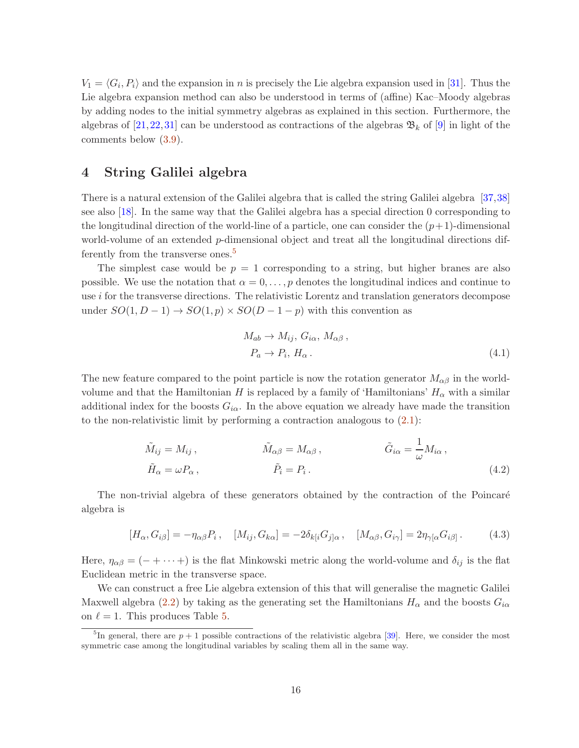$V_1 = \langle G_i, P_i \rangle$ and the expansion in $n$ is precisely the Lie algebra expansion used in [31]. Thus the Lie algebra expansion method can also be understood in terms of (affine) Kac–Moody algebras by adding nodes to the initial symmetry algebras as explained in this section. Furthermore, the algebras of [21,22,31] can be understood as contractions of the algebras $\mathfrak{B}_k$ of [9] in light of the comments below (3.9).

# 4 String Galilei algebra

There is a natural extension of the Galilei algebra that is called the string Galilei algebra [37,38] see also [18]. In the same way that the Galilei algebra has a special direction 0 corresponding to the longitudinal direction of the world-line of a particle, one can consider the $(p+1)$-dimensional world-volume of an extended $p$-dimensional object and treat all the longitudinal directions differently from the transverse ones.[5]

The simplest case would be $p = 1$ corresponding to a string, but higher branes are also possible. We use the notation that $\alpha = 0, \dots, p$ denotes the longitudinal indices and continue to use $i$ for the transverse directions. The relativistic Lorentz and translation generators decompose under $SO(1, D-1) \to SO(1,p) \times SO(D-1-p)$ with this convention as

$$
\begin{aligned}
M_{ab} &\to M_{ij},\, G_{i\alpha},\, M_{\alpha\beta}\,, \\
P_a &\to P_i,\, H_\alpha\,.
\end{aligned}
\tag{4.1}
$$

The new feature compared to the point particle is now the rotation generator $M_{\alpha\beta}$ in the world-volume and that the Hamiltonian $H$ is replaced by a family of 'Hamiltonians' $H_\alpha$ with a similar additional index for the boosts $G_{i\alpha}$. In the above equation we already have made the transition to the non-relativistic limit by performing a contraction analogous to (2.1):

$$
\begin{aligned}
\tilde{M}_{ij} &= M_{ij}\,, & \tilde{M}_{\alpha\beta} &= M_{\alpha\beta}\,, & \tilde{G}_{i\alpha} &= \frac{1}{\omega} M_{i\alpha}\,, \\
\tilde{H}_\alpha &= \omega P_\alpha\,, & \tilde{P}_i &= P_i\,.
\end{aligned}
\tag{4.2}
$$

The non-trivial algebra of these generators obtained by the contraction of the Poincaré algebra is

$$
[H_\alpha, G_{i\beta}] = -\eta_{\alpha\beta} P_i\,, \quad [M_{ij}, G_{k\alpha}] = -2\delta_{k[i} G_{j]\alpha}\,, \quad [M_{\alpha\beta}, G_{i\gamma}] = 2\eta_{\gamma[\alpha} G_{i\beta]}\,.
\tag{4.3}
$$

Here, $\eta_{\alpha\beta} = (- + \cdots +)$ is the flat Minkowski metric along the world-volume and $\delta_{ij}$ is the flat Euclidean metric in the transverse space.

We can construct a free Lie algebra extension of this that will generalise the magnetic Galilei Maxwell algebra (2.2) by taking as the generating set the Hamiltonians $H_\alpha$ and the boosts $G_{i\alpha}$ on $\ell = 1$. This produces Table 5.

[5] In general, there are $p+1$ possible contractions of the relativistic algebra [39]. Here, we consider the most symmetric case among the longitudinal variables by scaling them all in the same way.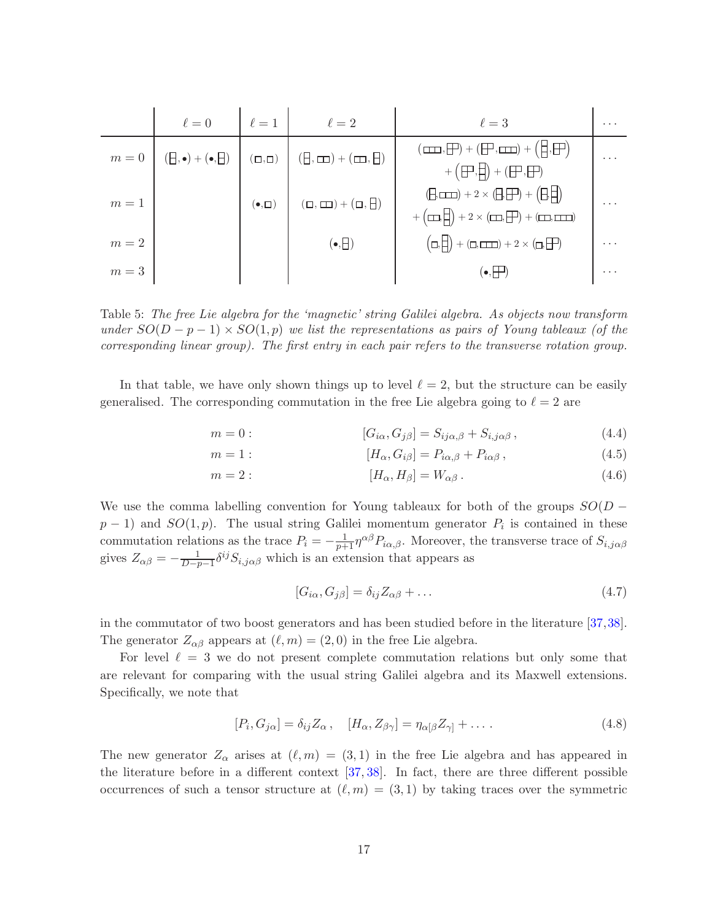| | $\ell=0$ | $\ell=1$ | $\ell=2$ | $\ell=3$ | $\cdots$ |
|---|---|---|---|---|---|
| $m=0$ | $([1,1],\bullet)+(\bullet,[1,1])$ | $(\square,\square)$ | $([1,1],[2])+([2],[1,1])$ | $([3],[2,1])+([2,1],[3])+([1,1,1],[2,1])$ $+([2,1],[1,1,1])+([2,1],[2,1])$ | $\cdots$ |
| $m=1$ | | $(\bullet,\square)$ | $(\square,[2])+(\square,[1,1])$ | $([1,1],[3])+2\times([1,1],[2,1])+([1,1],[1,1,1])$ $+([2],[1,1,1])+2\times([2],[2,1])+([2],[3])$ | $\cdots$ |
| $m=2$ | | | $(\bullet,[1,1])$ | $(\square,[1,1,1])+(\square,[3])+2\times(\square,[2,1])$ | $\cdots$ |
| $m=3$ | | | | $(\bullet,[2,1])$ | $\cdots$ |

(Young tableaux are denoted by their row lengths: $[2]$ is a row of two boxes, $[1,1]$ a column of two boxes, $[2,1]$ a hook, etc.; $\square$ is a single box and $\bullet$ the singlet.)

Table 5: *The free Lie algebra for the 'magnetic' string Galilei algebra. As objects now transform under $SO(D-p-1)\times SO(1,p)$ we list the representations as pairs of Young tableaux (of the corresponding linear group). The first entry in each pair refers to the transverse rotation group.*

In that table, we have only shown things up to level $\ell=2$, but the structure can be easily generalised. The corresponding commutation in the free Lie algebra going to $\ell=2$ are

$$m=0: \qquad [G_{i\alpha},G_{j\beta}] = S_{ij\alpha,\beta}+S_{i,j\alpha\beta}\,, \tag{4.4}$$

$$m=1: \qquad [H_{\alpha},G_{i\beta}] = P_{i\alpha,\beta}+P_{i\alpha\beta}\,, \tag{4.5}$$

$$m=2: \qquad [H_{\alpha},H_{\beta}] = W_{\alpha\beta}\,. \tag{4.6}$$

We use the comma labelling convention for Young tableaux for both of the groups $SO(D-p-1)$ and $SO(1,p)$. The usual string Galilei momentum generator $P_i$ is contained in these commutation relations as the trace $P_i = -\frac{1}{p+1}\eta^{\alpha\beta}P_{i\alpha,\beta}$. Moreover, the transverse trace of $S_{i,j\alpha\beta}$ gives $Z_{\alpha\beta} = -\frac{1}{D-p-1}\delta^{ij}S_{i,j\alpha\beta}$ which is an extension that appears as

$$[G_{i\alpha},G_{j\beta}] = \delta_{ij}Z_{\alpha\beta}+\ldots \tag{4.7}$$

in the commutator of two boost generators and has been studied before in the literature [37,38]. The generator $Z_{\alpha\beta}$ appears at $(\ell,m)=(2,0)$ in the free Lie algebra.

For level $\ell=3$ we do not present complete commutation relations but only some that are relevant for comparing with the usual string Galilei algebra and its Maxwell extensions. Specifically, we note that

$$[P_i,G_{j\alpha}] = \delta_{ij}Z_{\alpha}\,,\quad [H_{\alpha},Z_{\beta\gamma}] = \eta_{\alpha[\beta}Z_{\gamma]}+\ldots\,. \tag{4.8}$$

The new generator $Z_\alpha$ arises at $(\ell,m)=(3,1)$ in the free Lie algebra and has appeared in the literature before in a different context [37,38]. In fact, there are three different possible occurrences of such a tensor structure at $(\ell,m)=(3,1)$ by taking traces over the symmetric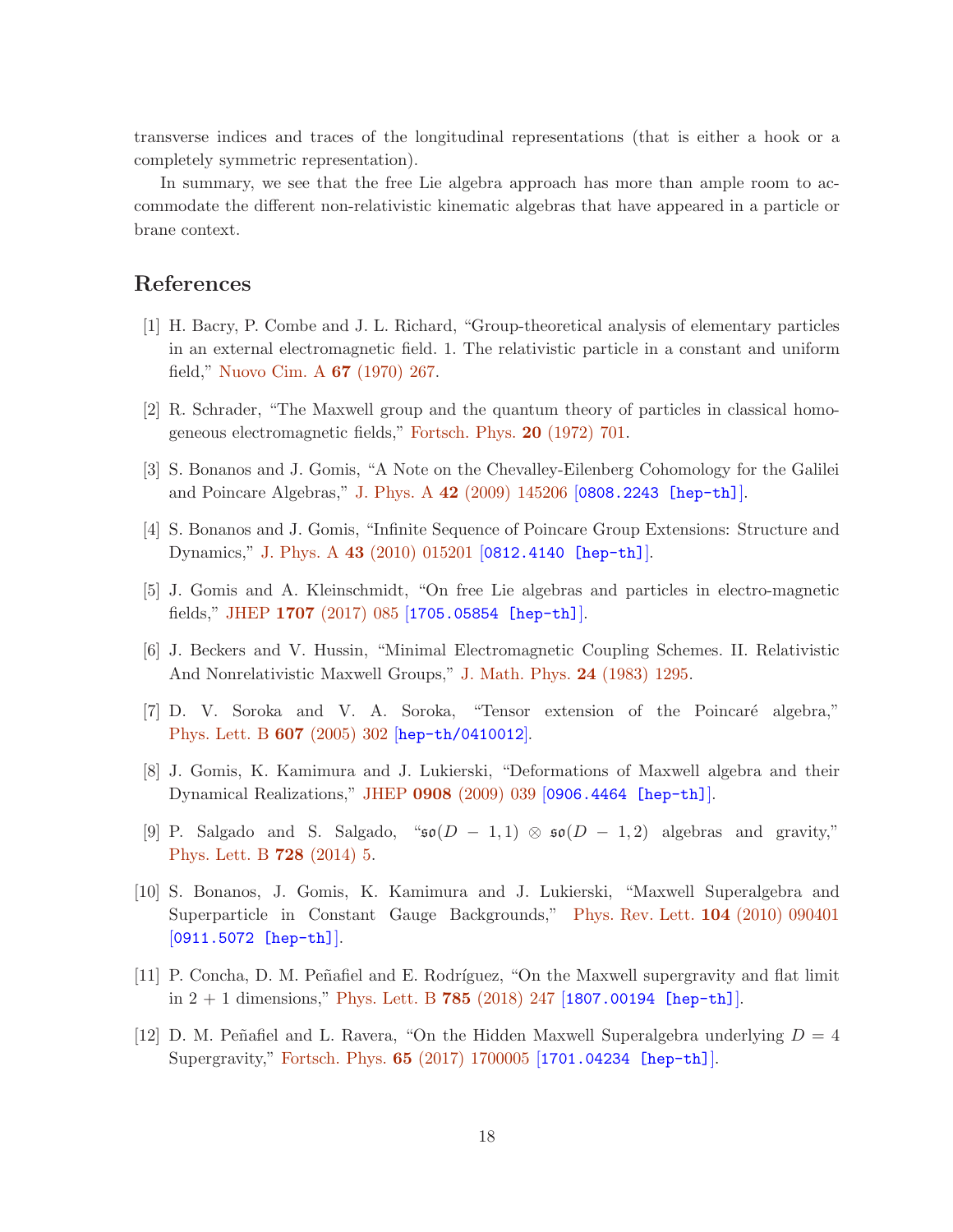transverse indices and traces of the longitudinal representations (that is either a hook or a completely symmetric representation).

In summary, we see that the free Lie algebra approach has more than ample room to accommodate the different non-relativistic kinematic algebras that have appeared in a particle or brane context.

## References

[1] H. Bacry, P. Combe and J. L. Richard, "Group-theoretical analysis of elementary particles in an external electromagnetic field. 1. The relativistic particle in a constant and uniform field," Nuovo Cim. A **67** (1970) 267.

[2] R. Schrader, "The Maxwell group and the quantum theory of particles in classical homogeneous electromagnetic fields," Fortsch. Phys. **20** (1972) 701.

[3] S. Bonanos and J. Gomis, "A Note on the Chevalley-Eilenberg Cohomology for the Galilei and Poincare Algebras," J. Phys. A **42** (2009) 145206 [0808.2243 [hep-th]].

[4] S. Bonanos and J. Gomis, "Infinite Sequence of Poincare Group Extensions: Structure and Dynamics," J. Phys. A **43** (2010) 015201 [0812.4140 [hep-th]].

[5] J. Gomis and A. Kleinschmidt, "On free Lie algebras and particles in electro-magnetic fields," JHEP **1707** (2017) 085 [1705.05854 [hep-th]].

[6] J. Beckers and V. Hussin, "Minimal Electromagnetic Coupling Schemes. II. Relativistic And Nonrelativistic Maxwell Groups," J. Math. Phys. **24** (1983) 1295.

[7] D. V. Soroka and V. A. Soroka, "Tensor extension of the Poincaré algebra," Phys. Lett. B **607** (2005) 302 [hep-th/0410012].

[8] J. Gomis, K. Kamimura and J. Lukierski, "Deformations of Maxwell algebra and their Dynamical Realizations," JHEP **0908** (2009) 039 [0906.4464 [hep-th]].

[9] P. Salgado and S. Salgado, "$\mathfrak{so}(D-1,1) \otimes \mathfrak{so}(D-1,2)$ algebras and gravity," Phys. Lett. B **728** (2014) 5.

[10] S. Bonanos, J. Gomis, K. Kamimura and J. Lukierski, "Maxwell Superalgebra and Superparticle in Constant Gauge Backgrounds," Phys. Rev. Lett. **104** (2010) 090401 [0911.5072 [hep-th]].

[11] P. Concha, D. M. Peñafiel and E. Rodríguez, "On the Maxwell supergravity and flat limit in $2+1$ dimensions," Phys. Lett. B **785** (2018) 247 [1807.00194 [hep-th]].

[12] D. M. Peñafiel and L. Ravera, "On the Hidden Maxwell Superalgebra underlying $D=4$ Supergravity," Fortsch. Phys. **65** (2017) 1700005 [1701.04234 [hep-th]].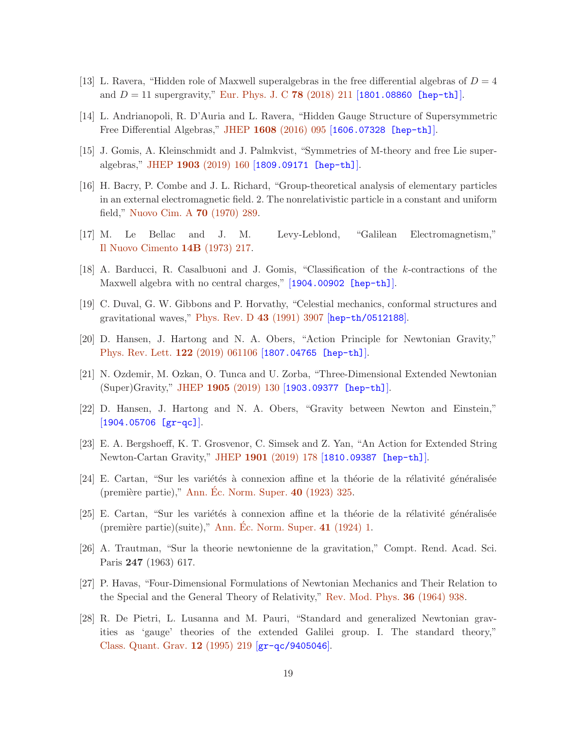[13] L. Ravera, "Hidden role of Maxwell superalgebras in the free differential algebras of $D = 4$ and $D = 11$ supergravity," Eur. Phys. J. C **78** (2018) 211 [1801.08860 [hep-th]].

[14] L. Andrianopoli, R. D'Auria and L. Ravera, "Hidden Gauge Structure of Supersymmetric Free Differential Algebras," JHEP **1608** (2016) 095 [1606.07328 [hep-th]].

[15] J. Gomis, A. Kleinschmidt and J. Palmkvist, "Symmetries of M-theory and free Lie superalgebras," JHEP **1903** (2019) 160 [1809.09171 [hep-th]].

[16] H. Bacry, P. Combe and J. L. Richard, "Group-theoretical analysis of elementary particles in an external electromagnetic field. 2. The nonrelativistic particle in a constant and uniform field," Nuovo Cim. A **70** (1970) 289.

[17] M. Le Bellac and J. M. Levy-Leblond, "Galilean Electromagnetism," Il Nuovo Cimento **14B** (1973) 217.

[18] A. Barducci, R. Casalbuoni and J. Gomis, "Classification of the $k$-contractions of the Maxwell algebra with no central charges," [1904.00902 [hep-th]].

[19] C. Duval, G. W. Gibbons and P. Horvathy, "Celestial mechanics, conformal structures and gravitational waves," Phys. Rev. D **43** (1991) 3907 [hep-th/0512188].

[20] D. Hansen, J. Hartong and N. A. Obers, "Action Principle for Newtonian Gravity," Phys. Rev. Lett. **122** (2019) 061106 [1807.04765 [hep-th]].

[21] N. Ozdemir, M. Ozkan, O. Tunca and U. Zorba, "Three-Dimensional Extended Newtonian (Super)Gravity," JHEP **1905** (2019) 130 [1903.09377 [hep-th]].

[22] D. Hansen, J. Hartong and N. A. Obers, "Gravity between Newton and Einstein," [1904.05706 [gr-qc]].

[23] E. A. Bergshoeff, K. T. Grosvenor, C. Simsek and Z. Yan, "An Action for Extended String Newton-Cartan Gravity," JHEP **1901** (2019) 178 [1810.09387 [hep-th]].

[24] E. Cartan, "Sur les variétés à connexion affine et la théorie de la rélativité généralisée (première partie)," Ann. Éc. Norm. Super. **40** (1923) 325.

[25] E. Cartan, "Sur les variétés à connexion affine et la théorie de la rélativité généralisée (première partie)(suite)," Ann. Éc. Norm. Super. **41** (1924) 1.

[26] A. Trautman, "Sur la theorie newtonienne de la gravitation," Compt. Rend. Acad. Sci. Paris **247** (1963) 617.

[27] P. Havas, "Four-Dimensional Formulations of Newtonian Mechanics and Their Relation to the Special and the General Theory of Relativity," Rev. Mod. Phys. **36** (1964) 938.

[28] R. De Pietri, L. Lusanna and M. Pauri, "Standard and generalized Newtonian gravities as 'gauge' theories of the extended Galilei group. I. The standard theory," Class. Quant. Grav. **12** (1995) 219 [gr-qc/9405046].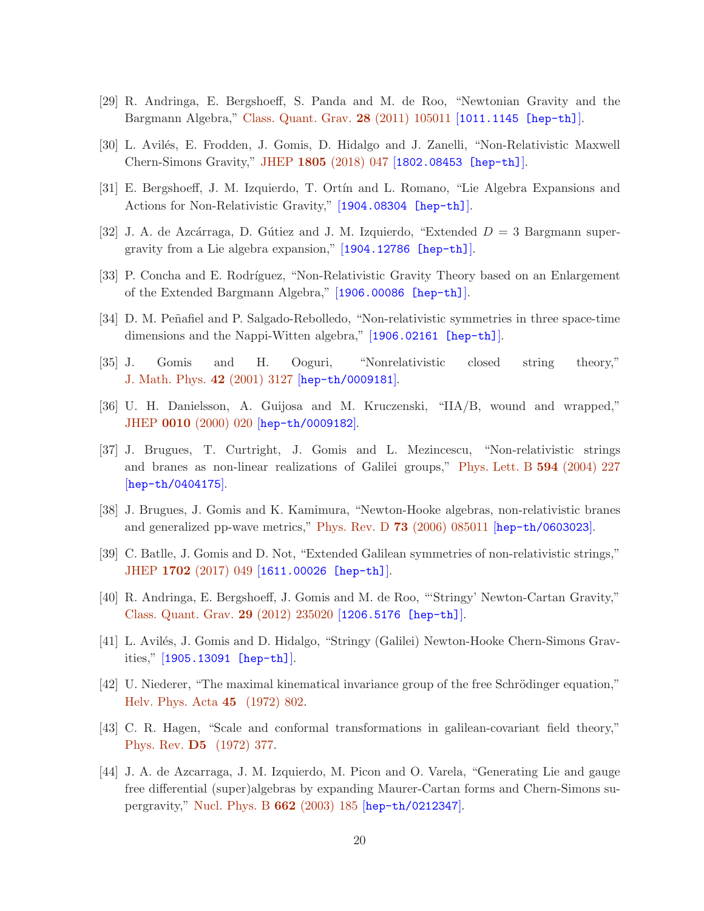[29] R. Andringa, E. Bergshoeff, S. Panda and M. de Roo, "Newtonian Gravity and the Bargmann Algebra," Class. Quant. Grav. **28** (2011) 105011 [1011.1145 [hep-th]].

[30] L. Avilés, E. Frodden, J. Gomis, D. Hidalgo and J. Zanelli, "Non-Relativistic Maxwell Chern-Simons Gravity," JHEP **1805** (2018) 047 [1802.08453 [hep-th]].

[31] E. Bergshoeff, J. M. Izquierdo, T. Ortín and L. Romano, "Lie Algebra Expansions and Actions for Non-Relativistic Gravity," [1904.08304 [hep-th]].

[32] J. A. de Azcárraga, D. Gútiez and J. M. Izquierdo, "Extended $D = 3$ Bargmann supergravity from a Lie algebra expansion," [1904.12786 [hep-th]].

[33] P. Concha and E. Rodríguez, "Non-Relativistic Gravity Theory based on an Enlargement of the Extended Bargmann Algebra," [1906.00086 [hep-th]].

[34] D. M. Peñafiel and P. Salgado-Rebolledo, "Non-relativistic symmetries in three space-time dimensions and the Nappi-Witten algebra," [1906.02161 [hep-th]].

[35] J. Gomis and H. Ooguri, "Nonrelativistic closed string theory," J. Math. Phys. **42** (2001) 3127 [hep-th/0009181].

[36] U. H. Danielsson, A. Guijosa and M. Kruczenski, "IIA/B, wound and wrapped," JHEP **0010** (2000) 020 [hep-th/0009182].

[37] J. Brugues, T. Curtright, J. Gomis and L. Mezincescu, "Non-relativistic strings and branes as non-linear realizations of Galilei groups," Phys. Lett. B **594** (2004) 227 [hep-th/0404175].

[38] J. Brugues, J. Gomis and K. Kamimura, "Newton-Hooke algebras, non-relativistic branes and generalized pp-wave metrics," Phys. Rev. D **73** (2006) 085011 [hep-th/0603023].

[39] C. Batlle, J. Gomis and D. Not, "Extended Galilean symmetries of non-relativistic strings," JHEP **1702** (2017) 049 [1611.00026 [hep-th]].

[40] R. Andringa, E. Bergshoeff, J. Gomis and M. de Roo, "'Stringy' Newton-Cartan Gravity," Class. Quant. Grav. **29** (2012) 235020 [1206.5176 [hep-th]].

[41] L. Avilés, J. Gomis and D. Hidalgo, "Stringy (Galilei) Newton-Hooke Chern-Simons Gravities," [1905.13091 [hep-th]].

[42] U. Niederer, "The maximal kinematical invariance group of the free Schrödinger equation," Helv. Phys. Acta **45** (1972) 802.

[43] C. R. Hagen, "Scale and conformal transformations in galilean-covariant field theory," Phys. Rev. **D5** (1972) 377.

[44] J. A. de Azcarraga, J. M. Izquierdo, M. Picon and O. Varela, "Generating Lie and gauge free differential (super)algebras by expanding Maurer-Cartan forms and Chern-Simons supergravity," Nucl. Phys. B **662** (2003) 185 [hep-th/0212347].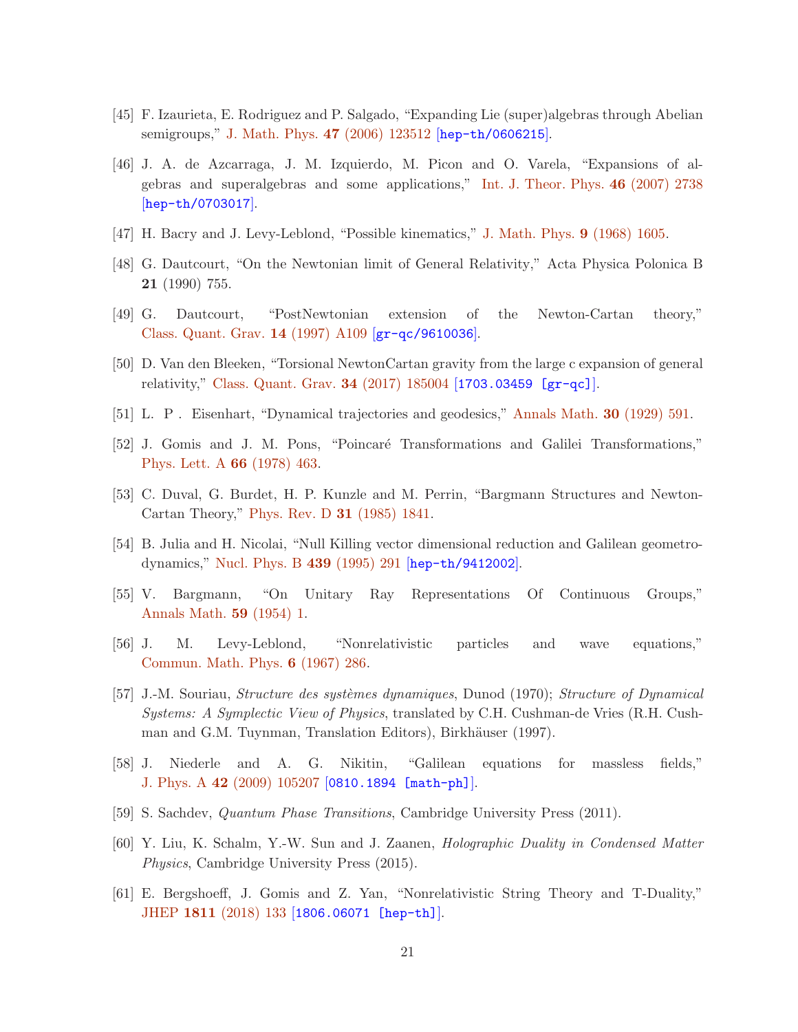[45] F. Izaurieta, E. Rodriguez and P. Salgado, "Expanding Lie (super)algebras through Abelian semigroups," J. Math. Phys. **47** (2006) 123512 [hep-th/0606215].

[46] J. A. de Azcarraga, J. M. Izquierdo, M. Picon and O. Varela, "Expansions of algebras and superalgebras and some applications," Int. J. Theor. Phys. **46** (2007) 2738 [hep-th/0703017].

[47] H. Bacry and J. Levy-Leblond, "Possible kinematics," J. Math. Phys. **9** (1968) 1605.

[48] G. Dautcourt, "On the Newtonian limit of General Relativity," Acta Physica Polonica B **21** (1990) 755.

[49] G. Dautcourt, "PostNewtonian extension of the Newton-Cartan theory," Class. Quant. Grav. **14** (1997) A109 [gr-qc/9610036].

[50] D. Van den Bleeken, "Torsional NewtonCartan gravity from the large c expansion of general relativity," Class. Quant. Grav. **34** (2017) 185004 [1703.03459 [gr-qc]].

[51] L. P . Eisenhart, "Dynamical trajectories and geodesics," Annals Math. **30** (1929) 591.

[52] J. Gomis and J. M. Pons, "Poincaré Transformations and Galilei Transformations," Phys. Lett. A **66** (1978) 463.

[53] C. Duval, G. Burdet, H. P. Kunzle and M. Perrin, "Bargmann Structures and Newton-Cartan Theory," Phys. Rev. D **31** (1985) 1841.

[54] B. Julia and H. Nicolai, "Null Killing vector dimensional reduction and Galilean geometrodynamics," Nucl. Phys. B **439** (1995) 291 [hep-th/9412002].

[55] V. Bargmann, "On Unitary Ray Representations Of Continuous Groups," Annals Math. **59** (1954) 1.

[56] J. M. Levy-Leblond, "Nonrelativistic particles and wave equations," Commun. Math. Phys. **6** (1967) 286.

[57] J.-M. Souriau, *Structure des systèmes dynamiques*, Dunod (1970); *Structure of Dynamical Systems: A Symplectic View of Physics*, translated by C.H. Cushman-de Vries (R.H. Cushman and G.M. Tuynman, Translation Editors), Birkhäuser (1997).

[58] J. Niederle and A. G. Nikitin, "Galilean equations for massless fields," J. Phys. A **42** (2009) 105207 [0810.1894 [math-ph]].

[59] S. Sachdev, *Quantum Phase Transitions*, Cambridge University Press (2011).

[60] Y. Liu, K. Schalm, Y.-W. Sun and J. Zaanen, *Holographic Duality in Condensed Matter Physics*, Cambridge University Press (2015).

[61] E. Bergshoeff, J. Gomis and Z. Yan, "Nonrelativistic String Theory and T-Duality," JHEP **1811** (2018) 133 [1806.06071 [hep-th]].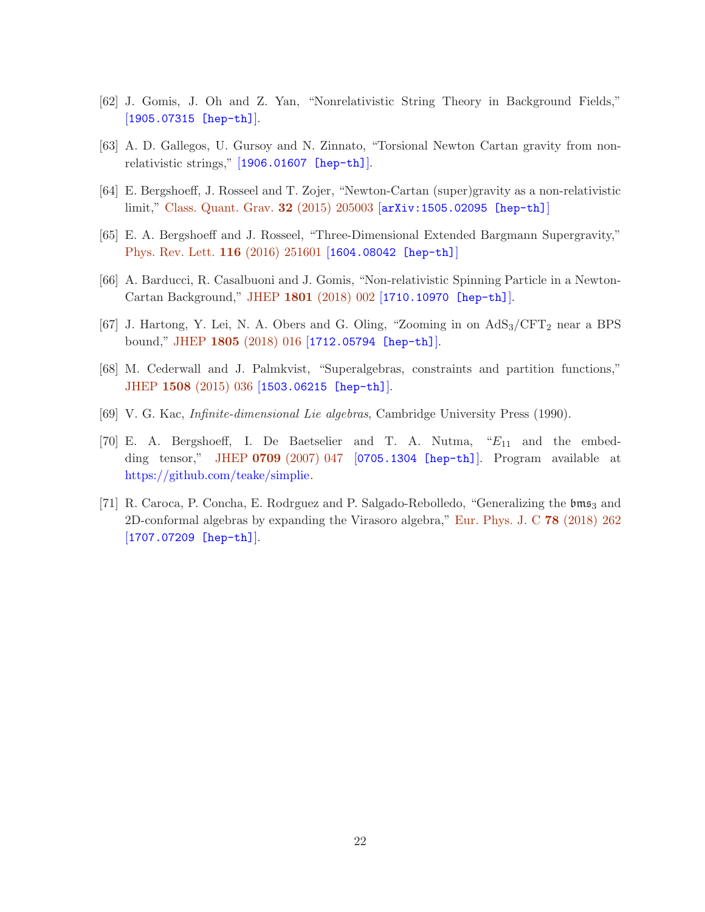[62] J. Gomis, J. Oh and Z. Yan, "Nonrelativistic String Theory in Background Fields," [1905.07315 [hep-th]].

[63] A. D. Gallegos, U. Gursoy and N. Zinnato, "Torsional Newton Cartan gravity from non-relativistic strings," [1906.01607 [hep-th]].

[64] E. Bergshoeff, J. Rosseel and T. Zojer, "Newton-Cartan (super)gravity as a non-relativistic limit," Class. Quant. Grav. **32** (2015) 205003 [arXiv:1505.02095 [hep-th]]

[65] E. A. Bergshoeff and J. Rosseel, "Three-Dimensional Extended Bargmann Supergravity," Phys. Rev. Lett. **116** (2016) 251601 [1604.08042 [hep-th]]

[66] A. Barducci, R. Casalbuoni and J. Gomis, "Non-relativistic Spinning Particle in a Newton-Cartan Background," JHEP **1801** (2018) 002 [1710.10970 [hep-th]].

[67] J. Hartong, Y. Lei, N. A. Obers and G. Oling, "Zooming in on $\mathrm{AdS}_3/\mathrm{CFT}_2$ near a BPS bound," JHEP **1805** (2018) 016 [1712.05794 [hep-th]].

[68] M. Cederwall and J. Palmkvist, "Superalgebras, constraints and partition functions," JHEP **1508** (2015) 036 [1503.06215 [hep-th]].

[69] V. G. Kac, *Infinite-dimensional Lie algebras*, Cambridge University Press (1990).

[70] E. A. Bergshoeff, I. De Baetselier and T. A. Nutma, "$E_{11}$ and the embedding tensor," JHEP **0709** (2007) 047 [0705.1304 [hep-th]]. Program available at https://github.com/teake/simplie.

[71] R. Caroca, P. Concha, E. Rodrguez and P. Salgado-Rebolledo, "Generalizing the $\mathfrak{bms}_3$ and 2D-conformal algebras by expanding the Virasoro algebra," Eur. Phys. J. C **78** (2018) 262 [1707.07209 [hep-th]].